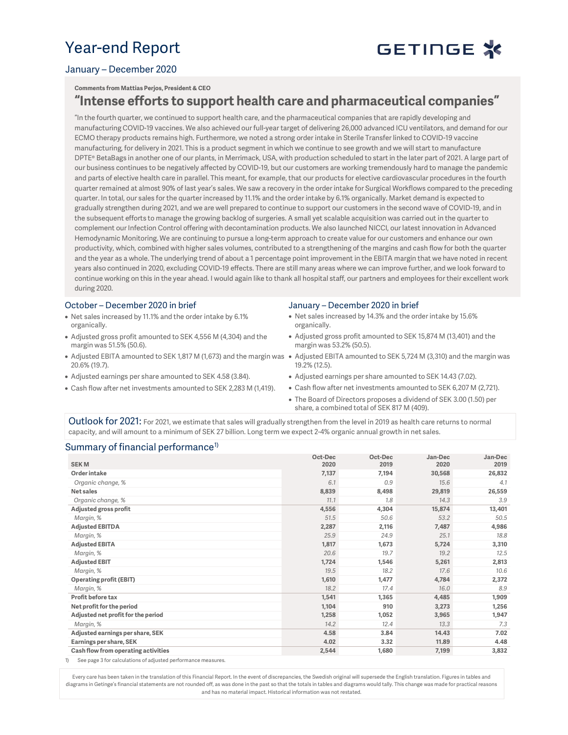# Year-end Report

GETINGE

## January – December 2020

**Comments from Mattias Perjos, President & CEO**

## "Intense efforts to support health care and pharmaceutical companies"

"In the fourth quarter, we continued to support health care, and the pharmaceutical companies that are rapidly developing and manufacturing COVID-19 vaccines. We also achieved our full-year target of delivering 26,000 advanced ICU ventilators, and demand for our ECMO therapy products remains high. Furthermore, we noted a strong order intake in Sterile Transfer linked to COVID-19 vaccine manufacturing, for delivery in 2021. This is a product segment in which we continue to see growth and we will start to manufacture DPTE® BetaBags in another one of our plants, in Merrimack, USA, with production scheduled to start in the later part of 2021. A large part of our business continues to be negatively affected by COVID-19, but our customers are working tremendously hard to manage the pandemic and parts of elective health care in parallel. This meant, for example, that our products for elective cardiovascular procedures in the fourth quarter remained at almost 90% of last year's sales. We saw a recovery in the order intake for Surgical Workflows compared to the preceding quarter. In total, our sales for the quarter increased by 11.1% and the order intake by 6.1% organically. Market demand is expected to gradually strengthen during 2021, and we are well prepared to continue to support our customers in the second wave of COVID-19, and in the subsequent efforts to manage the growing backlog of surgeries. A small yet scalable acquisition was carried out in the quarter to complement our Infection Control offering with decontamination products. We also launched NICCI, our latest innovation in Advanced Hemodynamic Monitoring. We are continuing to pursue a long-term approach to create value for our customers and enhance our own productivity, which, combined with higher sales volumes, contributed to a strengthening of the margins and cash flow for both the quarter and the year as a whole. The underlying trend of about a 1 percentage point improvement in the EBITA margin that we have noted in recent years also continued in 2020, excluding COVID-19 effects. There are still many areas where we can improve further, and we look forward to continue working on this in the year ahead. I would again like to thank all hospital staff, our partners and employees for their excellent work during 2020.

### October – December 2020 in brief

- Net sales increased by 11.1% and the order intake by 6.1% organically.
- Adjusted gross profit amounted to SEK 4,556 M (4,304) and the margin was 51.5% (50.6).
- Adjusted EBITA amounted to SEK 1,817 M (1,673) and the margin was 20.6% (19.7).
- Adjusted earnings per share amounted to SEK 4.58 (3.84).
- Cash flow after net investments amounted to SEK 2,283 M (1,419).

### January – December 2020 in brief

- Net sales increased by 14.3% and the order intake by 15.6% organically.
- Adjusted gross profit amounted to SEK 15,874 M (13,401) and the margin was 53.2% (50.5).
- Adjusted EBITA amounted to SEK 5,724 M (3,310) and the margin was 19.2% (12.5).
- Adjusted earnings per share amounted to SEK 14.43 (7.02).
- Cash flow after net investments amounted to SEK 6,207 M (2,721).
- The Board of Directors proposes a dividend of SEK 3.00 (1.50) per share, a combined total of SEK 817 M (409).

**Outlook for 2021:** For 2021, we estimate that sales will gradually strengthen from the level in 2019 as health care returns to normal capacity, and will amount to a minimum of SEK 27 billion. Long term we expect 2-4% organic annual growth in net sales.

### Summary of financial performance[1)]

| SEK M | Oct-Dec 2020 | Oct-Dec 2019 | Jan-Dec 2020 | Jan-Dec 2019 |
|---|---|---|---|---|
| **Order intake** | 7,137 | 7,194 | 30,568 | 26,832 |
| *Organic change, %* | *6.1* | *0.9* | *15.6* | *4.1* |
| **Net sales** | 8,839 | 8,498 | 29,819 | 26,559 |
| *Organic change, %* | *11.1* | *1.8* | *14.3* | *3.9* |
| **Adjusted gross profit** | 4,556 | 4,304 | 15,874 | 13,401 |
| *Margin, %* | *51.5* | *50.6* | *53.2* | *50.5* |
| **Adjusted EBITDA** | 2,287 | 2,116 | 7,487 | 4,986 |
| *Margin, %* | *25.9* | *24.9* | *25.1* | *18.8* |
| **Adjusted EBITA** | 1,817 | 1,673 | 5,724 | 3,310 |
| *Margin, %* | *20.6* | *19.7* | *19.2* | *12.5* |
| **Adjusted EBIT** | 1,724 | 1,546 | 5,261 | 2,813 |
| *Margin, %* | *19.5* | *18.2* | *17.6* | *10.6* |
| **Operating profit (EBIT)** | 1,610 | 1,477 | 4,784 | 2,372 |
| *Margin, %* | *18.2* | *17.4* | *16.0* | *8.9* |
| **Profit before tax** | 1,541 | 1,365 | 4,485 | 1,909 |
| **Net profit for the period** | 1,104 | 910 | 3,273 | 1,256 |
| **Adjusted net profit for the period** | 1,258 | 1,052 | 3,965 | 1,947 |
| *Margin, %* | *14.2* | *12.4* | *13.3* | *7.3* |
| **Adjusted earnings per share, SEK** | 4.58 | 3.84 | 14.43 | 7.02 |
| **Earnings per share, SEK** | 4.02 | 3.32 | 11.89 | 4.48 |
| **Cash flow from operating activities** | 2,544 | 1,680 | 7,199 | 3,832 |

1) See page 3 for calculations of adjusted performance measures.

Every care has been taken in the translation of this Financial Report. In the event of discrepancies, the Swedish original will supersede the English translation. Figures in tables and diagrams in Getinge's financial statements are not rounded off, as was done in the past so that the totals in tables and diagrams would tally. This change was made for practical reasons and has no material impact. Historical information was not restated.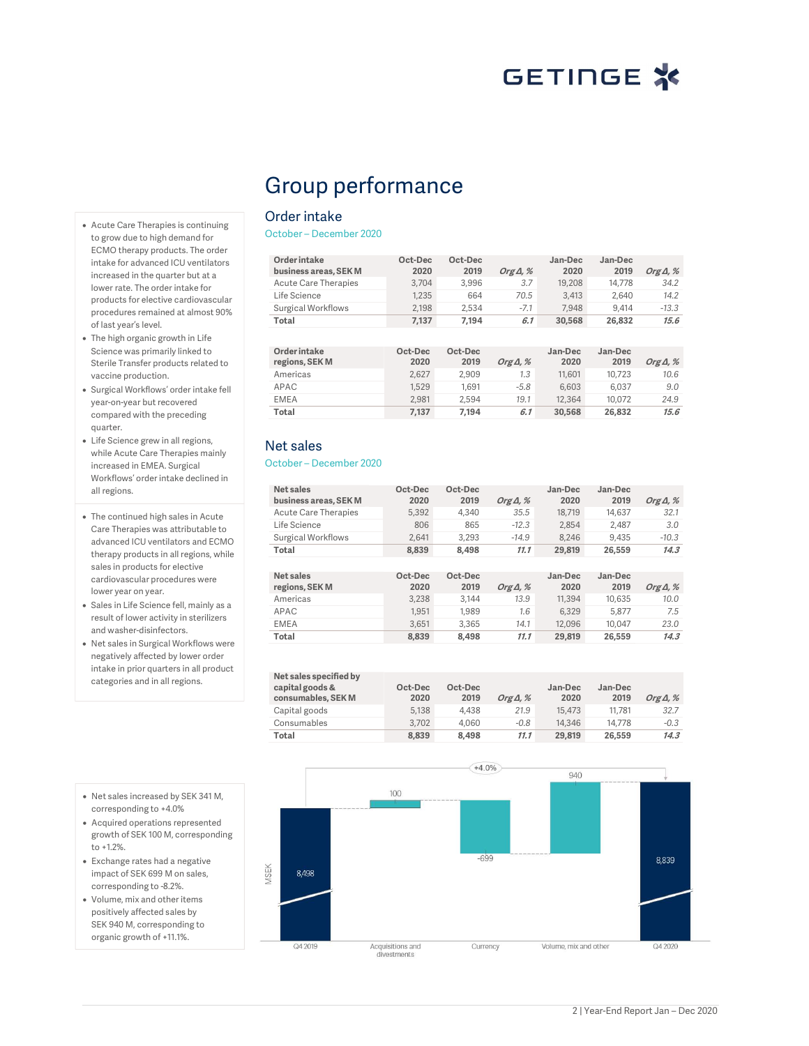# Group performance

## Order intake

October – December 2020

| Order intake business areas, SEK M | Oct-Dec 2020 | Oct-Dec 2019 | Org Δ, % | Jan-Dec 2020 | Jan-Dec 2019 | Org Δ, % |
|---|---|---|---|---|---|---|
| Acute Care Therapies | 3,704 | 3,996 | 3.7 | 19,208 | 14,778 | 34.2 |
| Life Science | 1,235 | 664 | 70.5 | 3,413 | 2,640 | 14.2 |
| Surgical Workflows | 2,198 | 2,534 | -7.1 | 7,948 | 9,414 | -13.3 |
| **Total** | **7,137** | **7,194** | **6.1** | **30,568** | **26,832** | **15.6** |

| Order intake regions, SEK M | Oct-Dec 2020 | Oct-Dec 2019 | Org Δ, % | Jan-Dec 2020 | Jan-Dec 2019 | Org Δ, % |
|---|---|---|---|---|---|---|
| Americas | 2,627 | 2,909 | 1.3 | 11,601 | 10,723 | 10.6 |
| APAC | 1,529 | 1,691 | -5.8 | 6,603 | 6,037 | 9.0 |
| EMEA | 2,981 | 2,594 | 19.1 | 12,364 | 10,072 | 24.9 |
| **Total** | **7,137** | **7,194** | **6.1** | **30,568** | **26,832** | **15.6** |

- Acute Care Therapies is continuing to grow due to high demand for ECMO therapy products. The order intake for advanced ICU ventilators increased in the quarter but at a lower rate. The order intake for products for elective cardiovascular procedures remained at almost 90% of last year's level.
- The high organic growth in Life Science was primarily linked to Sterile Transfer products related to vaccine production.
- Surgical Workflows' order intake fell year-on-year but recovered compared with the preceding quarter.
- Life Science grew in all regions, while Acute Care Therapies mainly increased in EMEA. Surgical Workflows' order intake declined in all regions.

## Net sales

October – December 2020

| Net sales business areas, SEK M | Oct-Dec 2020 | Oct-Dec 2019 | Org Δ, % | Jan-Dec 2020 | Jan-Dec 2019 | Org Δ, % |
|---|---|---|---|---|---|---|
| Acute Care Therapies | 5,392 | 4,340 | 35.5 | 18,719 | 14,637 | 32.1 |
| Life Science | 806 | 865 | -12.3 | 2,854 | 2,487 | 3.0 |
| Surgical Workflows | 2,641 | 3,293 | -14.9 | 8,246 | 9,435 | -10.3 |
| **Total** | **8,839** | **8,498** | **11.1** | **29,819** | **26,559** | **14.3** |

| Net sales regions, SEK M | Oct-Dec 2020 | Oct-Dec 2019 | Org Δ, % | Jan-Dec 2020 | Jan-Dec 2019 | Org Δ, % |
|---|---|---|---|---|---|---|
| Americas | 3,238 | 3,144 | 13.9 | 11,394 | 10,635 | 10.0 |
| APAC | 1,951 | 1,989 | 1.6 | 6,329 | 5,877 | 7.5 |
| EMEA | 3,651 | 3,365 | 14.1 | 12,096 | 10,047 | 23.0 |
| **Total** | **8,839** | **8,498** | **11.1** | **29,819** | **26,559** | **14.3** |

| Net sales specified by capital goods & consumables, SEK M | Oct-Dec 2020 | Oct-Dec 2019 | Org Δ, % | Jan-Dec 2020 | Jan-Dec 2019 | Org Δ, % |
|---|---|---|---|---|---|---|
| Capital goods | 5,138 | 4,438 | 21.9 | 15,473 | 11,781 | 32.7 |
| Consumables | 3,702 | 4,060 | -0.8 | 14,346 | 14,778 | -0.3 |
| **Total** | **8,839** | **8,498** | **11.1** | **29,819** | **26,559** | **14.3** |

- The continued high sales in Acute Care Therapies was attributable to advanced ICU ventilators and ECMO therapy products in all regions, while sales in products for elective cardiovascular procedures were lower year on year.
- Sales in Life Science fell, mainly as a result of lower activity in sterilizers and washer-disinfectors.
- Net sales in Surgical Workflows were negatively affected by lower order intake in prior quarters in all product categories and in all regions.

MSEK: Q4 2019: 8,498 | Acquisitions and divestments: 100 | Currency: -699 | Volume, mix and other: 940 | Q4 2020: 8,839 | +4.0%

- Net sales increased by SEK 341 M, corresponding to +4.0%
- Acquired operations represented growth of SEK 100 M, corresponding to +1.2%.
- Exchange rates had a negative impact of SEK 699 M on sales, corresponding to -8.2%.
- Volume, mix and other items positively affected sales by SEK 940 M, corresponding to organic growth of +11.1%.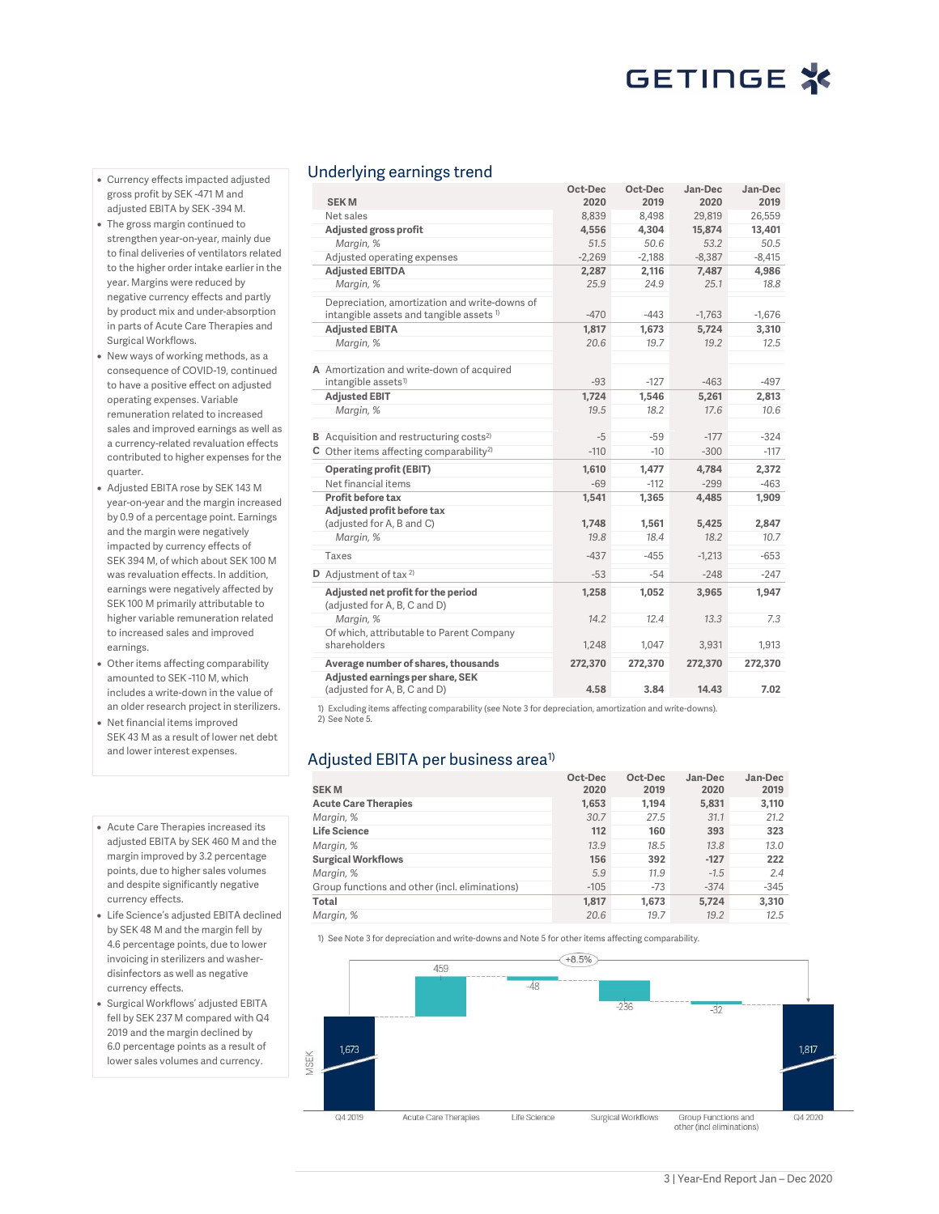- Currency effects impacted adjusted gross profit by SEK -471 M and adjusted EBITDA by SEK -394 M.
- The gross margin continued to strengthen year-on-year, mainly due to final deliveries of ventilators related to the higher order intake earlier in the year. Margins were reduced by negative currency effects and partly by product mix and under-absorption in parts of Acute Care Therapies and Surgical Workflows.
- New ways of working methods, as a consequence of COVID-19, continued to have a positive effect on adjusted operating expenses. Variable remuneration related to increased sales and improved earnings as well as a currency-related revaluation effects contributed to higher expenses for the quarter.
- Adjusted EBITA rose by SEK 143 M year-on-year and the margin increased by 0.9 of a percentage point. Earnings and the margin were negatively impacted by currency effects of SEK 394 M, of which about SEK 100 M was revaluation effects. In addition, earnings were negatively affected by SEK 100 M primarily attributable to higher variable remuneration related to increased sales and improved earnings.
- Other items affecting comparability amounted to SEK -110 M, which includes a write-down in the value of an older research project in sterilizers.
- Net financial items improved SEK 43 M as a result of lower net debt and lower interest expenses.

## Underlying earnings trend

| | SEK M | Oct-Dec 2020 | Oct-Dec 2019 | Jan-Dec 2020 | Jan-Dec 2019 |
|---|---|---|---|---|---|
| | Net sales | 8,839 | 8,498 | 29,819 | 26,559 |
| | **Adjusted gross profit** | **4,556** | **4,304** | **15,874** | **13,401** |
| | *Margin, %* | *51.5* | *50.6* | *53.2* | *50.5* |
| | Adjusted operating expenses | -2,269 | -2,188 | -8,387 | -8,415 |
| | **Adjusted EBITDA** | **2,287** | **2,116** | **7,487** | **4,986** |
| | *Margin, %* | *25.9* | *24.9* | *25.1* | *18.8* |
| | Depreciation, amortization and write-downs of intangible assets and tangible assets [1] | -470 | -443 | -1,763 | -1,676 |
| | **Adjusted EBITA** | **1,817** | **1,673** | **5,724** | **3,310** |
| | *Margin, %* | *20.6* | *19.7* | *19.2* | *12.5* |
| A | Amortization and write-down of acquired intangible assets[1] | -93 | -127 | -463 | -497 |
| | **Adjusted EBIT** | **1,724** | **1,546** | **5,261** | **2,813** |
| | *Margin, %* | *19.5* | *18.2* | *17.6* | *10.6* |
| B | Acquisition and restructuring costs[2] | -5 | -59 | -177 | -324 |
| C | Other items affecting comparability[2] | -110 | -10 | -300 | -117 |
| | **Operating profit (EBIT)** | **1,610** | **1,477** | **4,784** | **2,372** |
| | Net financial items | -69 | -112 | -299 | -463 |
| | **Profit before tax** | **1,541** | **1,365** | **4,485** | **1,909** |
| | **Adjusted profit before tax** (adjusted for A, B and C) | **1,748** | **1,561** | **5,425** | **2,847** |
| | *Margin, %* | *19.8* | *18.4* | *18.2* | *10.7* |
| | Taxes | -437 | -455 | -1,213 | -653 |
| D | Adjustment of tax [2] | -53 | -54 | -248 | -247 |
| | **Adjusted net profit for the period** (adjusted for A, B, C and D) | **1,258** | **1,052** | **3,965** | **1,947** |
| | *Margin, %* | *14.2* | *12.4* | *13.3* | *7.3* |
| | Of which, attributable to Parent Company shareholders | 1,248 | 1,047 | 3,931 | 1,913 |
| | **Average number of shares, thousands** | **272,370** | **272,370** | **272,370** | **272,370** |
| | **Adjusted earnings per share, SEK** (adjusted for A, B, C and D) | **4.58** | **3.84** | **14.43** | **7.02** |

1) Excluding items affecting comparability (see Note 3 for depreciation, amortization and write-downs).
2) See Note 5.

- Acute Care Therapies increased its adjusted EBITA by SEK 460 M and the margin improved by 3.2 percentage points, due to higher sales volumes and despite significantly negative currency effects.
- Life Science's adjusted EBITA declined by SEK 48 M and the margin fell by 4.6 percentage points, due to lower invoicing in sterilizers and washer-disinfectors as well as negative currency effects.
- Surgical Workflows' adjusted EBITA fell by SEK 237 M compared with Q4 2019 and the margin declined by 6.0 percentage points as a result of lower sales volumes and currency.

## Adjusted EBITA per business area[1]

| SEK M | Oct-Dec 2020 | Oct-Dec 2019 | Jan-Dec 2020 | Jan-Dec 2019 |
|---|---|---|---|---|
| **Acute Care Therapies** | **1,653** | **1,194** | **5,831** | **3,110** |
| *Margin, %* | *30.7* | *27.5* | *31.1* | *21.2* |
| **Life Science** | **112** | **160** | **393** | **323** |
| *Margin, %* | *13.9* | *18.5* | *13.8* | *13.0* |
| **Surgical Workflows** | **156** | **392** | **-127** | **222** |
| *Margin, %* | *5.9* | *11.9* | *-1.5* | *2.4* |
| Group functions and other (incl. eliminations) | -105 | -73 | -374 | -345 |
| **Total** | **1,817** | **1,673** | **5,724** | **3,310** |
| *Margin, %* | *20.6* | *19.7* | *19.2* | *12.5* |

1) See Note 3 for depreciation and write-downs and Note 5 for other items affecting comparability.

MSEK: Q4 2019: 1,673; Acute Care Therapies: 459; Life Science: -48; Surgical Workflows: -236; Group Functions and other (incl eliminations): -32; Q4 2020: 1,817 (+8.5%)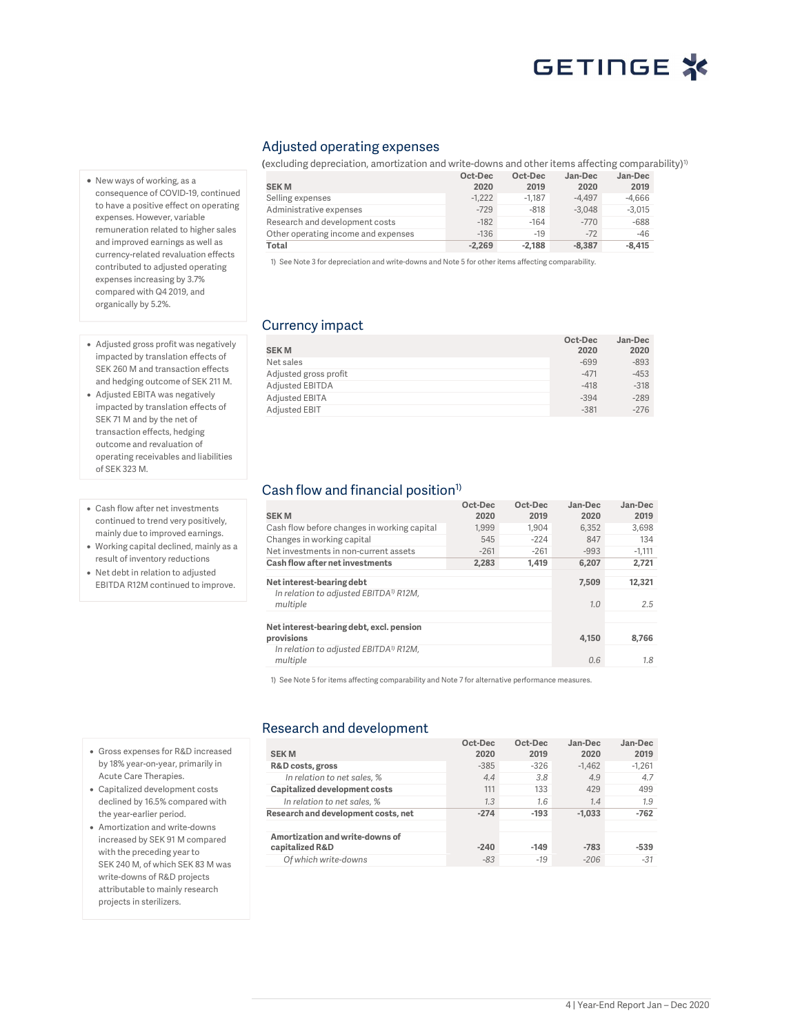## Adjusted operating expenses

(excluding depreciation, amortization and write-downs and other items affecting comparability)[1]

- New ways of working, as a consequence of COVID-19, continued to have a positive effect on operating expenses. However, variable remuneration related to higher sales and improved earnings as well as currency-related revaluation effects contributed to adjusted operating expenses increasing by 3.7% compared with Q4 2019, and organically by 5.2%.

| SEK M | Oct-Dec 2020 | Oct-Dec 2019 | Jan-Dec 2020 | Jan-Dec 2019 |
|---|---|---|---|---|
| Selling expenses | -1,222 | -1,187 | -4,497 | -4,666 |
| Administrative expenses | -729 | -818 | -3,048 | -3,015 |
| Research and development costs | -182 | -164 | -770 | -688 |
| Other operating income and expenses | -136 | -19 | -72 | -46 |
| **Total** | **-2,269** | **-2,188** | **-8,387** | **-8,415** |

1) See Note 3 for depreciation and write-downs and Note 5 for other items affecting comparability.

## Currency impact

- Adjusted gross profit was negatively impacted by translation effects of SEK 260 M and transaction effects and hedging outcome of SEK 211 M.
- Adjusted EBITA was negatively impacted by translation effects of SEK 71 M and by the net of transaction effects, hedging outcome and revaluation of operating receivables and liabilities of SEK 323 M.

| SEK M | Oct-Dec 2020 | Jan-Dec 2020 |
|---|---|---|
| Net sales | -699 | -893 |
| Adjusted gross profit | -471 | -453 |
| Adjusted EBITDA | -418 | -318 |
| Adjusted EBITA | -394 | -289 |
| Adjusted EBIT | -381 | -276 |

## Cash flow and financial position[1]

- Cash flow after net investments continued to trend very positively, mainly due to improved earnings.
- Working capital declined, mainly as a result of inventory reductions
- Net debt in relation to adjusted EBITDA R12M continued to improve.

| SEK M | Oct-Dec 2020 | Oct-Dec 2019 | Jan-Dec 2020 | Jan-Dec 2019 |
|---|---|---|---|---|
| Cash flow before changes in working capital | 1,999 | 1,904 | 6,352 | 3,698 |
| Changes in working capital | 545 | -224 | 847 | 134 |
| Net investments in non-current assets | -261 | -261 | -993 | -1,111 |
| **Cash flow after net investments** | **2,283** | **1,419** | **6,207** | **2,721** |
| | | | | |
| **Net interest-bearing debt** | | | **7,509** | **12,321** |
| *In relation to adjusted EBITDA[1] R12M, multiple* | | | *1.0* | *2.5* |
| | | | | |
| **Net interest-bearing debt, excl. pension provisions** | | | **4,150** | **8,766** |
| *In relation to adjusted EBITDA[1] R12M, multiple* | | | *0.6* | *1.8* |

1) See Note 5 for items affecting comparability and Note 7 for alternative performance measures.

## Research and development

- Gross expenses for R&D increased by 18% year-on-year, primarily in Acute Care Therapies.
- Capitalized development costs declined by 16.5% compared with the year-earlier period.
- Amortization and write-downs increased by SEK 91 M compared with the preceding year to SEK 240 M, of which SEK 83 M was write-downs of R&D projects attributable to mainly research projects in sterilizers.

| SEK M | Oct-Dec 2020 | Oct-Dec 2019 | Jan-Dec 2020 | Jan-Dec 2019 |
|---|---|---|---|---|
| **R&D costs, gross** | -385 | -326 | -1,462 | -1,261 |
| *In relation to net sales, %* | *4.4* | *3.8* | *4.9* | *4.7* |
| **Capitalized development costs** | 111 | 133 | 429 | 499 |
| *In relation to net sales, %* | *1.3* | *1.6* | *1.4* | *1.9* |
| **Research and development costs, net** | **-274** | **-193** | **-1,033** | **-762** |
| | | | | |
| **Amortization and write-downs of capitalized R&D** | **-240** | **-149** | **-783** | **-539** |
| *Of which write-downs* | *-83* | *-19* | *-206* | *-31* |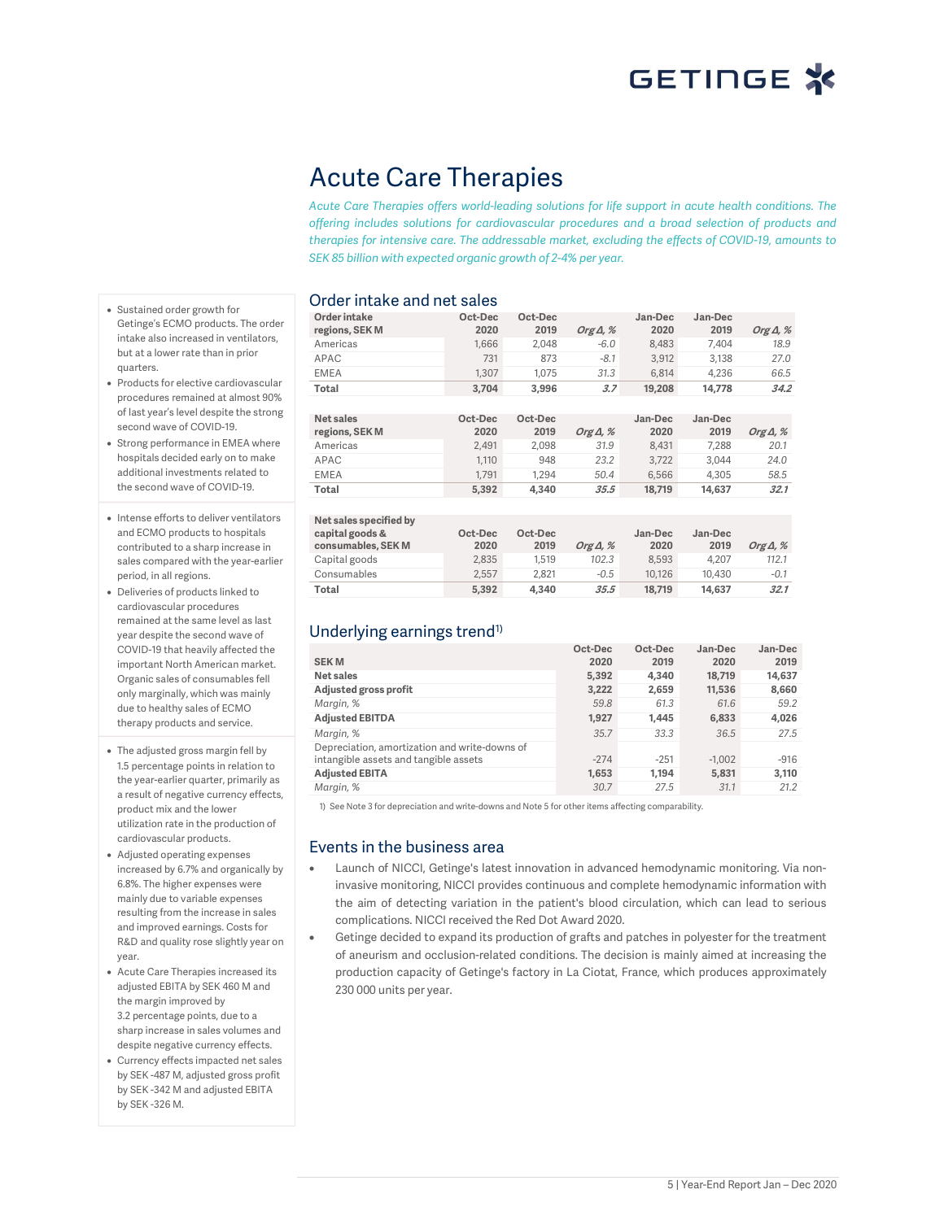# Acute Care Therapies

*Acute Care Therapies offers world-leading solutions for life support in acute health conditions. The offering includes solutions for cardiovascular procedures and a broad selection of products and therapies for intensive care. The addressable market, excluding the effects of COVID-19, amounts to SEK 85 billion with expected organic growth of 2-4% per year.*

- Sustained order growth for Getinge's ECMO products. The order intake also increased in ventilators, but at a lower rate than in prior quarters.
- Products for elective cardiovascular procedures remained at almost 90% of last year's level despite the strong second wave of COVID-19.
- Strong performance in EMEA where hospitals decided early on to make additional investments related to the second wave of COVID-19.

- Intense efforts to deliver ventilators and ECMO products to hospitals contributed to a sharp increase in sales compared with the year-earlier period, in all regions.
- Deliveries of products linked to cardiovascular procedures remained at the same level as last year despite the second wave of COVID-19 that heavily affected the important North American market. Organic sales of consumables fell only marginally, which was mainly due to healthy sales of ECMO therapy products and service.

- The adjusted gross margin fell by 1.5 percentage points in relation to the year-earlier quarter, primarily as a result of negative currency effects, product mix and the lower utilization rate in the production of cardiovascular products.
- Adjusted operating expenses increased by 6.7% and organically by 6.8%. The higher expenses were mainly due to variable expenses resulting from the increase in sales and improved earnings. Costs for R&D and quality rose slightly year on year.
- Acute Care Therapies increased its adjusted EBITA by SEK 460 M and the margin improved by 3.2 percentage points, due to a sharp increase in sales volumes and despite negative currency effects.
- Currency effects impacted net sales by SEK -487 M, adjusted gross profit by SEK -342 M and adjusted EBITA by SEK -326 M.

## Order intake and net sales

| Order intake regions, SEK M | Oct-Dec 2020 | Oct-Dec 2019 | *Org Δ, %* | Jan-Dec 2020 | Jan-Dec 2019 | *Org Δ, %* |
|---|---|---|---|---|---|---|
| Americas | 1,666 | 2,048 | *-6.0* | 8,483 | 7,404 | *18.9* |
| APAC | 731 | 873 | *-8.1* | 3,912 | 3,138 | *27.0* |
| EMEA | 1,307 | 1,075 | *31.3* | 6,814 | 4,236 | *66.5* |
| **Total** | **3,704** | **3,996** | ***3.7*** | **19,208** | **14,778** | ***34.2*** |

| Net sales regions, SEK M | Oct-Dec 2020 | Oct-Dec 2019 | *Org Δ, %* | Jan-Dec 2020 | Jan-Dec 2019 | *Org Δ, %* |
|---|---|---|---|---|---|---|
| Americas | 2,491 | 2,098 | *31.9* | 8,431 | 7,288 | *20.1* |
| APAC | 1,110 | 948 | *23.2* | 3,722 | 3,044 | *24.0* |
| EMEA | 1,791 | 1,294 | *50.4* | 6,566 | 4,305 | *58.5* |
| **Total** | **5,392** | **4,340** | ***35.5*** | **18,719** | **14,637** | ***32.1*** |

| Net sales specified by capital goods & consumables, SEK M | Oct-Dec 2020 | Oct-Dec 2019 | *Org Δ, %* | Jan-Dec 2020 | Jan-Dec 2019 | *Org Δ, %* |
|---|---|---|---|---|---|---|
| Capital goods | 2,835 | 1,519 | *102.3* | 8,593 | 4,207 | *112.1* |
| Consumables | 2,557 | 2,821 | *-0.5* | 10,126 | 10,430 | *-0.1* |
| **Total** | **5,392** | **4,340** | ***35.5*** | **18,719** | **14,637** | ***32.1*** |

## Underlying earnings trend[1)]

| SEK M | Oct-Dec 2020 | Oct-Dec 2019 | Jan-Dec 2020 | Jan-Dec 2019 |
|---|---|---|---|---|
| **Net sales** | **5,392** | **4,340** | **18,719** | **14,637** |
| **Adjusted gross profit** | **3,222** | **2,659** | **11,536** | **8,660** |
| *Margin, %* | *59.8* | *61.3* | *61.6* | *59.2* |
| **Adjusted EBITDA** | **1,927** | **1,445** | **6,833** | **4,026** |
| *Margin, %* | *35.7* | *33.3* | *36.5* | *27.5* |
| Depreciation, amortization and write-downs of intangible assets and tangible assets | -274 | -251 | -1,002 | -916 |
| **Adjusted EBITA** | **1,653** | **1,194** | **5,831** | **3,110** |
| *Margin, %* | *30.7* | *27.5* | *31.1* | *21.2* |

1) See Note 3 for depreciation and write-downs and Note 5 for other items affecting comparability.

## Events in the business area

- Launch of NICCI, Getinge's latest innovation in advanced hemodynamic monitoring. Via non-invasive monitoring, NICCI provides continuous and complete hemodynamic information with the aim of detecting variation in the patient's blood circulation, which can lead to serious complications. NICCI received the Red Dot Award 2020.
- Getinge decided to expand its production of grafts and patches in polyester for the treatment of aneurism and occlusion-related conditions. The decision is mainly aimed at increasing the production capacity of Getinge's factory in La Ciotat, France, which produces approximately 230 000 units per year.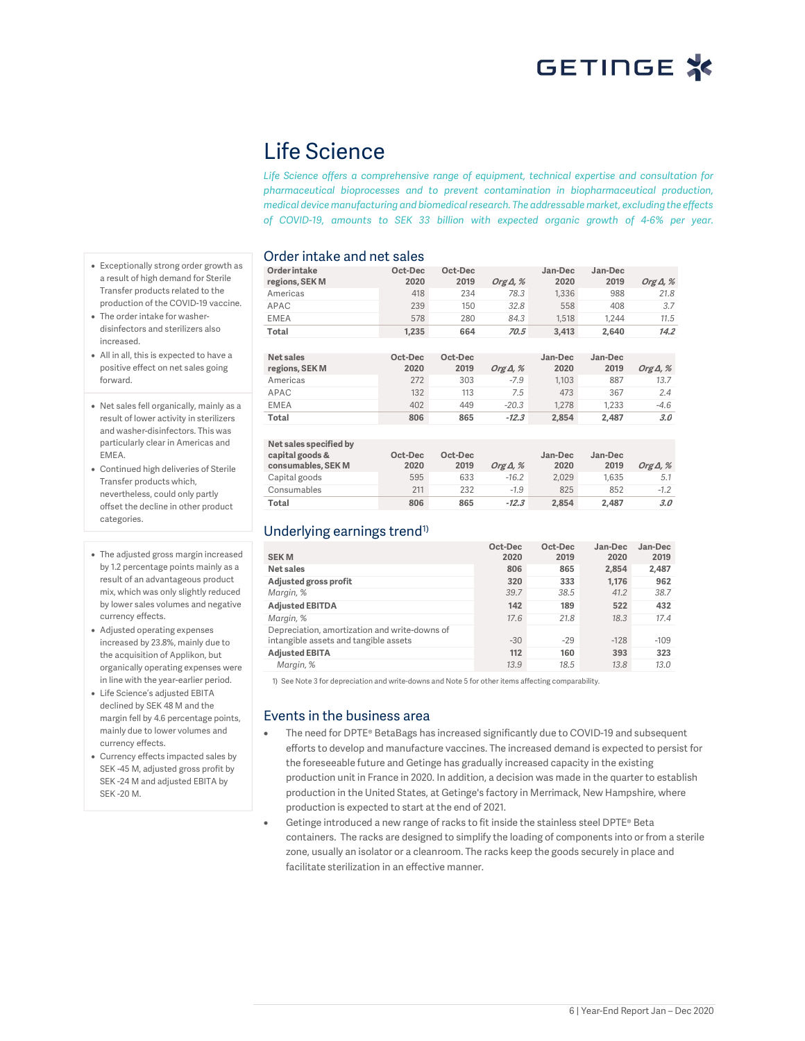# Life Science

*Life Science offers a comprehensive range of equipment, technical expertise and consultation for pharmaceutical bioprocesses and to prevent contamination in biopharmaceutical production, medical device manufacturing and biomedical research. The addressable market, excluding the effects of COVID-19, amounts to SEK 33 billion with expected organic growth of 4-6% per year.*

- Exceptionally strong order growth as a result of high demand for Sterile Transfer products related to the production of the COVID-19 vaccine.
- The order intake for washer-disinfectors and sterilizers also increased.
- All in all, this is expected to have a positive effect on net sales going forward.

- Net sales fell organically, mainly as a result of lower activity in sterilizers and washer-disinfectors. This was particularly clear in Americas and EMEA.
- Continued high deliveries of Sterile Transfer products which, nevertheless, could only partly offset the decline in other product categories.

- The adjusted gross margin increased by 1.2 percentage points mainly as a result of an advantageous product mix, which was only slightly reduced by lower sales volumes and negative currency effects.
- Adjusted operating expenses increased by 23.8%, mainly due to the acquisition of Applikon, but organically operating expenses were in line with the year-earlier period.
- Life Science's adjusted EBITA declined by SEK 48 M and the margin fell by 4.6 percentage points, mainly due to lower volumes and currency effects.
- Currency effects impacted sales by SEK -45 M, adjusted gross profit by SEK -24 M and adjusted EBITA by SEK -20 M.

## Order intake and net sales

| Order intake regions, SEK M | Oct-Dec 2020 | Oct-Dec 2019 | *Org Δ, %* | Jan-Dec 2020 | Jan-Dec 2019 | *Org Δ, %* |
|---|---|---|---|---|---|---|
| Americas | 418 | 234 | *78.3* | 1,336 | 988 | *21.8* |
| APAC | 239 | 150 | *32.8* | 558 | 408 | *3.7* |
| EMEA | 578 | 280 | *84.3* | 1,518 | 1,244 | *11.5* |
| **Total** | **1,235** | **664** | ***70.5*** | **3,413** | **2,640** | ***14.2*** |

| Net sales regions, SEK M | Oct-Dec 2020 | Oct-Dec 2019 | *Org Δ, %* | Jan-Dec 2020 | Jan-Dec 2019 | *Org Δ, %* |
|---|---|---|---|---|---|---|
| Americas | 272 | 303 | *-7.9* | 1,103 | 887 | *13.7* |
| APAC | 132 | 113 | *7.5* | 473 | 367 | *2.4* |
| EMEA | 402 | 449 | *-20.3* | 1,278 | 1,233 | *-4.6* |
| **Total** | **806** | **865** | ***-12.3*** | **2,854** | **2,487** | ***3.0*** |

| Net sales specified by capital goods & consumables, SEK M | Oct-Dec 2020 | Oct-Dec 2019 | *Org Δ, %* | Jan-Dec 2020 | Jan-Dec 2019 | *Org Δ, %* |
|---|---|---|---|---|---|---|
| Capital goods | 595 | 633 | *-16.2* | 2,029 | 1,635 | *5.1* |
| Consumables | 211 | 232 | *-1.9* | 825 | 852 | *-1.2* |
| **Total** | **806** | **865** | ***-12.3*** | **2,854** | **2,487** | ***3.0*** |

## Underlying earnings trend[1]

| SEK M | Oct-Dec 2020 | Oct-Dec 2019 | Jan-Dec 2020 | Jan-Dec 2019 |
|---|---|---|---|---|
| **Net sales** | **806** | **865** | **2,854** | **2,487** |
| **Adjusted gross profit** | **320** | **333** | **1,176** | **962** |
| *Margin, %* | *39.7* | *38.5* | *41.2* | *38.7* |
| **Adjusted EBITDA** | **142** | **189** | **522** | **432** |
| *Margin, %* | *17.6* | *21.8* | *18.3* | *17.4* |
| Depreciation, amortization and write-downs of intangible assets and tangible assets | -30 | -29 | -128 | -109 |
| **Adjusted EBITA** | **112** | **160** | **393** | **323** |
| *Margin, %* | *13.9* | *18.5* | *13.8* | *13.0* |

1) See Note 3 for depreciation and write-downs and Note 5 for other items affecting comparability.

## Events in the business area

- The need for DPTE® BetaBags has increased significantly due to COVID-19 and subsequent efforts to develop and manufacture vaccines. The increased demand is expected to persist for the foreseeable future and Getinge has gradually increased capacity in the existing production unit in France in 2020. In addition, a decision was made in the quarter to establish production in the United States, at Getinge's factory in Merrimack, New Hampshire, where production is expected to start at the end of 2021.
- Getinge introduced a new range of racks to fit inside the stainless steel DPTE® Beta containers. The racks are designed to simplify the loading of components into or from a sterile zone, usually an isolator or a cleanroom. The racks keep the goods securely in place and facilitate sterilization in an effective manner.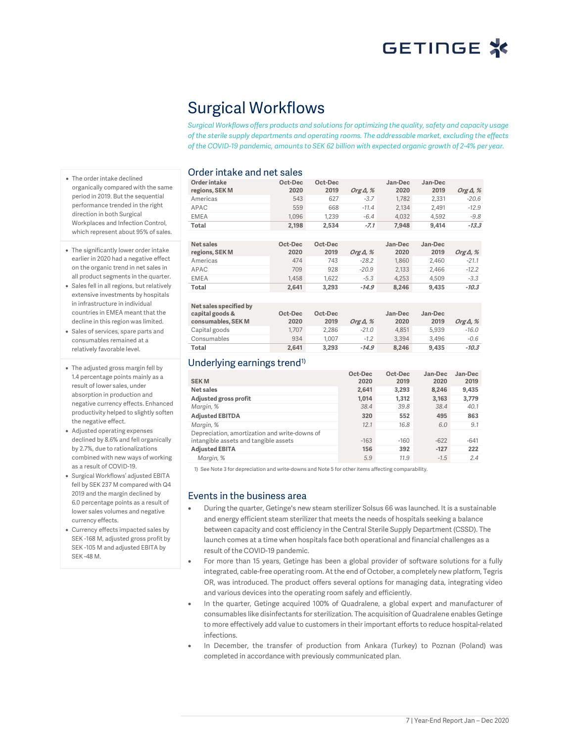# Surgical Workflows

*Surgical Workflows offers products and solutions for optimizing the quality, safety and capacity usage of the sterile supply departments and operating rooms. The addressable market, excluding the effects of the COVID-19 pandemic, amounts to SEK 62 billion with expected organic growth of 2-4% per year.*

- The order intake declined organically compared with the same period in 2019. But the sequential performance trended in the right direction in both Surgical Workplaces and Infection Control, which represent about 95% of sales.

- The significantly lower order intake earlier in 2020 had a negative effect on the organic trend in net sales in all product segments in the quarter.
- Sales fell in all regions, but relatively extensive investments by hospitals in infrastructure in individual countries in EMEA meant that the decline in this region was limited.
- Sales of services, spare parts and consumables remained at a relatively favorable level.

- The adjusted gross margin fell by 1.4 percentage points mainly as a result of lower sales, under absorption in production and negative currency effects. Enhanced productivity helped to slightly soften the negative effect.
- Adjusted operating expenses declined by 8.6% and fell organically by 2.7%, due to rationalizations combined with new ways of working as a result of COVID-19.
- Surgical Workflows' adjusted EBITA fell by SEK 237 M compared with Q4 2019 and the margin declined by 6.0 percentage points as a result of lower sales volumes and negative currency effects.
- Currency effects impacted sales by SEK -168 M, adjusted gross profit by SEK -105 M and adjusted EBITA by SEK -48 M.

## Order intake and net sales

| **Order intake regions, SEK M** | **Oct-Dec 2020** | **Oct-Dec 2019** | ***Org Δ, %*** | **Jan-Dec 2020** | **Jan-Dec 2019** | ***Org Δ, %*** |
|---|---|---|---|---|---|---|
| Americas | 543 | 627 | *-3.7* | 1,782 | 2,331 | *-20.6* |
| APAC | 559 | 668 | *-11.4* | 2,134 | 2,491 | *-12.9* |
| EMEA | 1,096 | 1,239 | *-6.4* | 4,032 | 4,592 | *-9.8* |
| **Total** | **2,198** | **2,534** | ***-7.1*** | **7,948** | **9,414** | ***-13.3*** |

| **Net sales regions, SEK M** | **Oct-Dec 2020** | **Oct-Dec 2019** | ***Org Δ, %*** | **Jan-Dec 2020** | **Jan-Dec 2019** | ***Org Δ, %*** |
|---|---|---|---|---|---|---|
| Americas | 474 | 743 | *-28.2* | 1,860 | 2,460 | *-21.1* |
| APAC | 709 | 928 | *-20.9* | 2,133 | 2,466 | *-12.2* |
| EMEA | 1,458 | 1,622 | *-5.3* | 4,253 | 4,509 | *-3.3* |
| **Total** | **2,641** | **3,293** | ***-14.9*** | **8,246** | **9,435** | ***-10.3*** |

| **Net sales specified by capital goods & consumables, SEK M** | **Oct-Dec 2020** | **Oct-Dec 2019** | ***Org Δ, %*** | **Jan-Dec 2020** | **Jan-Dec 2019** | ***Org Δ, %*** |
|---|---|---|---|---|---|---|
| Capital goods | 1,707 | 2,286 | *-21.0* | 4,851 | 5,939 | *-16.0* |
| Consumables | 934 | 1,007 | *-1.2* | 3,394 | 3,496 | *-0.6* |
| **Total** | **2,641** | **3,293** | ***-14.9*** | **8,246** | **9,435** | ***-10.3*** |

## Underlying earnings trend[1)]

| **SEK M** | **Oct-Dec 2020** | **Oct-Dec 2019** | **Jan-Dec 2020** | **Jan-Dec 2019** |
|---|---|---|---|---|
| **Net sales** | **2,641** | **3,293** | **8,246** | **9,435** |
| **Adjusted gross profit** | **1,014** | **1,312** | **3,163** | **3,779** |
| *Margin, %* | *38.4* | *39.8* | *38.4* | *40.1* |
| **Adjusted EBITDA** | **320** | **552** | **495** | **863** |
| *Margin, %* | *12.1* | *16.8* | *6.0* | *9.1* |
| Depreciation, amortization and write-downs of intangible assets and tangible assets | -163 | -160 | -622 | -641 |
| **Adjusted EBITA** | **156** | **392** | **-127** | **222** |
| *Margin, %* | *5.9* | *11.9* | *-1.5* | *2.4* |

1) See Note 3 for depreciation and write-downs and Note 5 for other items affecting comparability.

## Events in the business area

- During the quarter, Getinge's new steam sterilizer Solsus 66 was launched. It is a sustainable and energy efficient steam sterilizer that meets the needs of hospitals seeking a balance between capacity and cost efficiency in the Central Sterile Supply Department (CSSD). The launch comes at a time when hospitals face both operational and financial challenges as a result of the COVID-19 pandemic.
- For more than 15 years, Getinge has been a global provider of software solutions for a fully integrated, cable-free operating room. At the end of October, a completely new platform, Tegris OR, was introduced. The product offers several options for managing data, integrating video and various devices into the operating room safely and efficiently.
- In the quarter, Getinge acquired 100% of Quadralene, a global expert and manufacturer of consumables like disinfectants for sterilization. The acquisition of Quadralene enables Getinge to more effectively add value to customers in their important efforts to reduce hospital-related infections.
- In December, the transfer of production from Ankara (Turkey) to Poznan (Poland) was completed in accordance with previously communicated plan.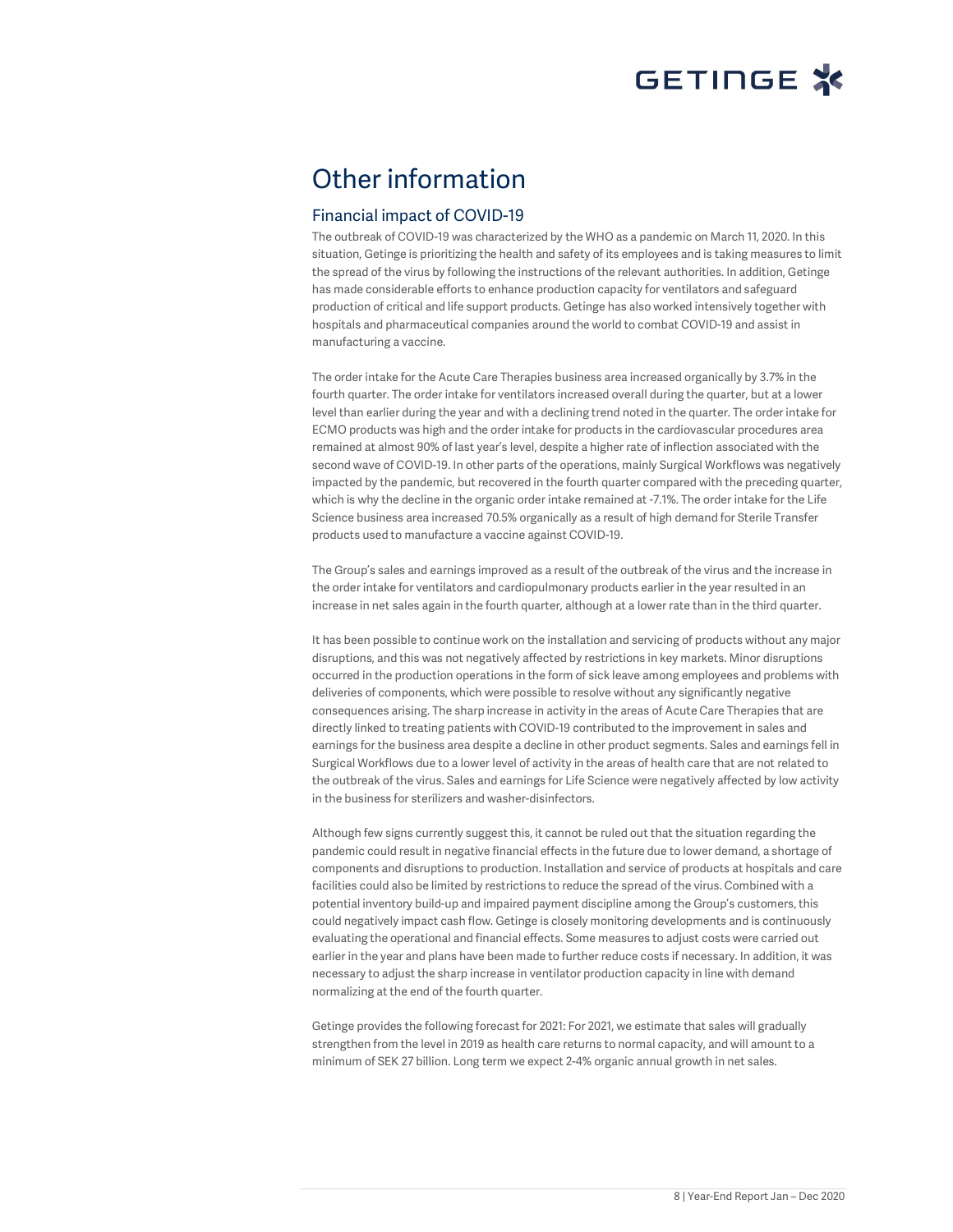# Other information

## Financial impact of COVID-19

The outbreak of COVID-19 was characterized by the WHO as a pandemic on March 11, 2020. In this situation, Getinge is prioritizing the health and safety of its employees and is taking measures to limit the spread of the virus by following the instructions of the relevant authorities. In addition, Getinge has made considerable efforts to enhance production capacity for ventilators and safeguard production of critical and life support products. Getinge has also worked intensively together with hospitals and pharmaceutical companies around the world to combat COVID-19 and assist in manufacturing a vaccine.

The order intake for the Acute Care Therapies business area increased organically by 3.7% in the fourth quarter. The order intake for ventilators increased overall during the quarter, but at a lower level than earlier during the year and with a declining trend noted in the quarter. The order intake for ECMO products was high and the order intake for products in the cardiovascular procedures area remained at almost 90% of last year's level, despite a higher rate of inflection associated with the second wave of COVID-19. In other parts of the operations, mainly Surgical Workflows was negatively impacted by the pandemic, but recovered in the fourth quarter compared with the preceding quarter, which is why the decline in the organic order intake remained at -7.1%. The order intake for the Life Science business area increased 70.5% organically as a result of high demand for Sterile Transfer products used to manufacture a vaccine against COVID-19.

The Group's sales and earnings improved as a result of the outbreak of the virus and the increase in the order intake for ventilators and cardiopulmonary products earlier in the year resulted in an increase in net sales again in the fourth quarter, although at a lower rate than in the third quarter.

It has been possible to continue work on the installation and servicing of products without any major disruptions, and this was not negatively affected by restrictions in key markets. Minor disruptions occurred in the production operations in the form of sick leave among employees and problems with deliveries of components, which were possible to resolve without any significantly negative consequences arising. The sharp increase in activity in the areas of Acute Care Therapies that are directly linked to treating patients with COVID-19 contributed to the improvement in sales and earnings for the business area despite a decline in other product segments. Sales and earnings fell in Surgical Workflows due to a lower level of activity in the areas of health care that are not related to the outbreak of the virus. Sales and earnings for Life Science were negatively affected by low activity in the business for sterilizers and washer-disinfectors.

Although few signs currently suggest this, it cannot be ruled out that the situation regarding the pandemic could result in negative financial effects in the future due to lower demand, a shortage of components and disruptions to production. Installation and service of products at hospitals and care facilities could also be limited by restrictions to reduce the spread of the virus. Combined with a potential inventory build-up and impaired payment discipline among the Group's customers, this could negatively impact cash flow. Getinge is closely monitoring developments and is continuously evaluating the operational and financial effects. Some measures to adjust costs were carried out earlier in the year and plans have been made to further reduce costs if necessary. In addition, it was necessary to adjust the sharp increase in ventilator production capacity in line with demand normalizing at the end of the fourth quarter.

Getinge provides the following forecast for 2021: For 2021, we estimate that sales will gradually strengthen from the level in 2019 as health care returns to normal capacity, and will amount to a minimum of SEK 27 billion. Long term we expect 2-4% organic annual growth in net sales.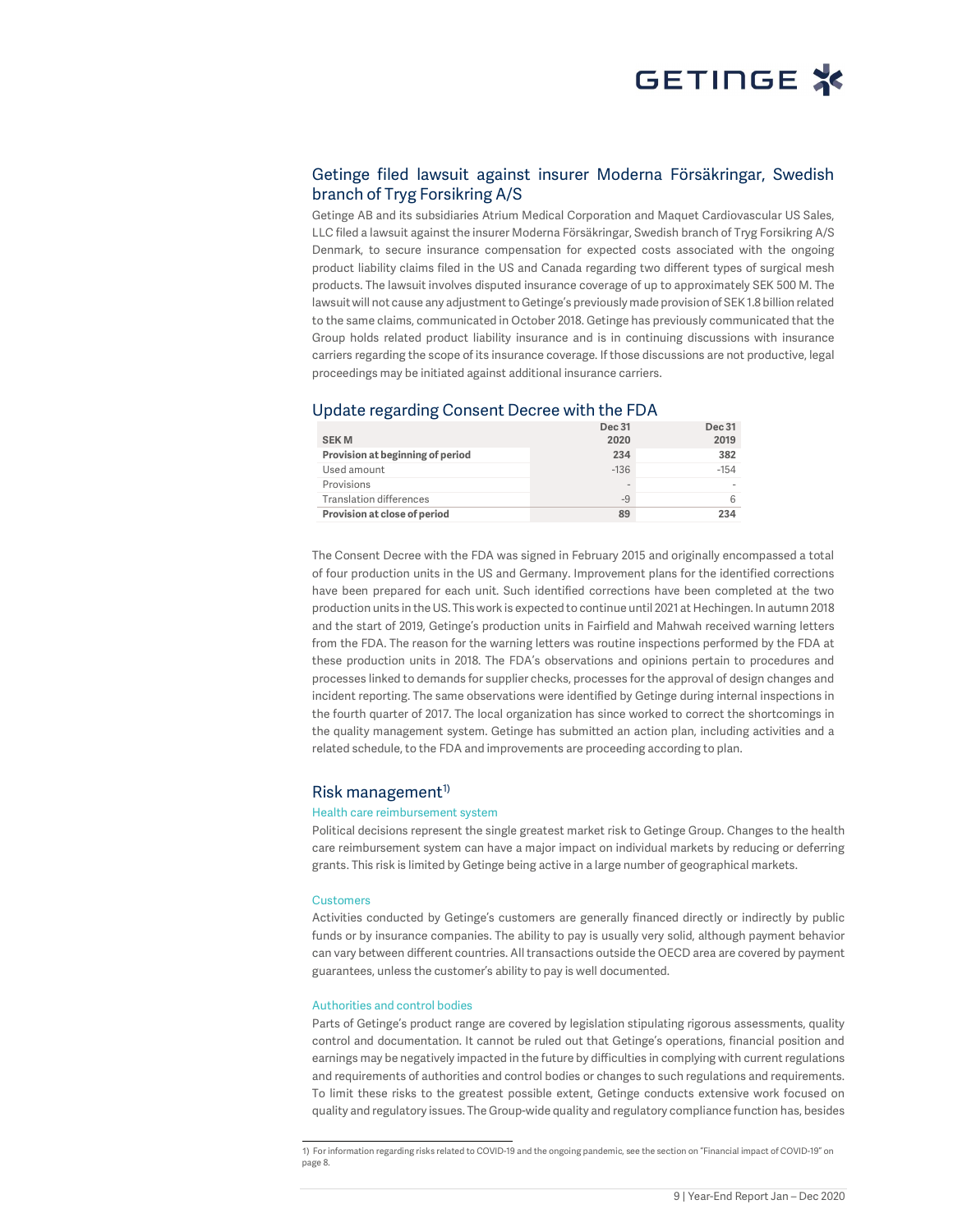## Getinge filed lawsuit against insurer Moderna Försäkringar, Swedish branch of Tryg Forsikring A/S

Getinge AB and its subsidiaries Atrium Medical Corporation and Maquet Cardiovascular US Sales, LLC filed a lawsuit against the insurer Moderna Försäkringar, Swedish branch of Tryg Forsikring A/S Denmark, to secure insurance compensation for expected costs associated with the ongoing product liability claims filed in the US and Canada regarding two different types of surgical mesh products. The lawsuit involves disputed insurance coverage of up to approximately SEK 500 M. The lawsuit will not cause any adjustment to Getinge's previously made provision of SEK 1.8 billion related to the same claims, communicated in October 2018. Getinge has previously communicated that the Group holds related product liability insurance and is in continuing discussions with insurance carriers regarding the scope of its insurance coverage. If those discussions are not productive, legal proceedings may be initiated against additional insurance carriers.

## Update regarding Consent Decree with the FDA

| SEK M | Dec 31 2020 | Dec 31 2019 |
|---|---|---|
| **Provision at beginning of period** | **234** | **382** |
| Used amount | -136 | -154 |
| Provisions | - | - |
| Translation differences | -9 | 6 |
| **Provision at close of period** | **89** | **234** |

The Consent Decree with the FDA was signed in February 2015 and originally encompassed a total of four production units in the US and Germany. Improvement plans for the identified corrections have been prepared for each unit. Such identified corrections have been completed at the two production units in the US. This work is expected to continue until 2021 at Hechingen. In autumn 2018 and the start of 2019, Getinge's production units in Fairfield and Mahwah received warning letters from the FDA. The reason for the warning letters was routine inspections performed by the FDA at these production units in 2018. The FDA's observations and opinions pertain to procedures and processes linked to demands for supplier checks, processes for the approval of design changes and incident reporting. The same observations were identified by Getinge during internal inspections in the fourth quarter of 2017. The local organization has since worked to correct the shortcomings in the quality management system. Getinge has submitted an action plan, including activities and a related schedule, to the FDA and improvements are proceeding according to plan.

## Risk management[1)]

### Health care reimbursement system

Political decisions represent the single greatest market risk to Getinge Group. Changes to the health care reimbursement system can have a major impact on individual markets by reducing or deferring grants. This risk is limited by Getinge being active in a large number of geographical markets.

### Customers

Activities conducted by Getinge's customers are generally financed directly or indirectly by public funds or by insurance companies. The ability to pay is usually very solid, although payment behavior can vary between different countries. All transactions outside the OECD area are covered by payment guarantees, unless the customer's ability to pay is well documented.

### Authorities and control bodies

Parts of Getinge's product range are covered by legislation stipulating rigorous assessments, quality control and documentation. It cannot be ruled out that Getinge's operations, financial position and earnings may be negatively impacted in the future by difficulties in complying with current regulations and requirements of authorities and control bodies or changes to such regulations and requirements. To limit these risks to the greatest possible extent, Getinge conducts extensive work focused on quality and regulatory issues. The Group-wide quality and regulatory compliance function has, besides

1) For information regarding risks related to COVID-19 and the ongoing pandemic, see the section on "Financial impact of COVID-19" on page 8.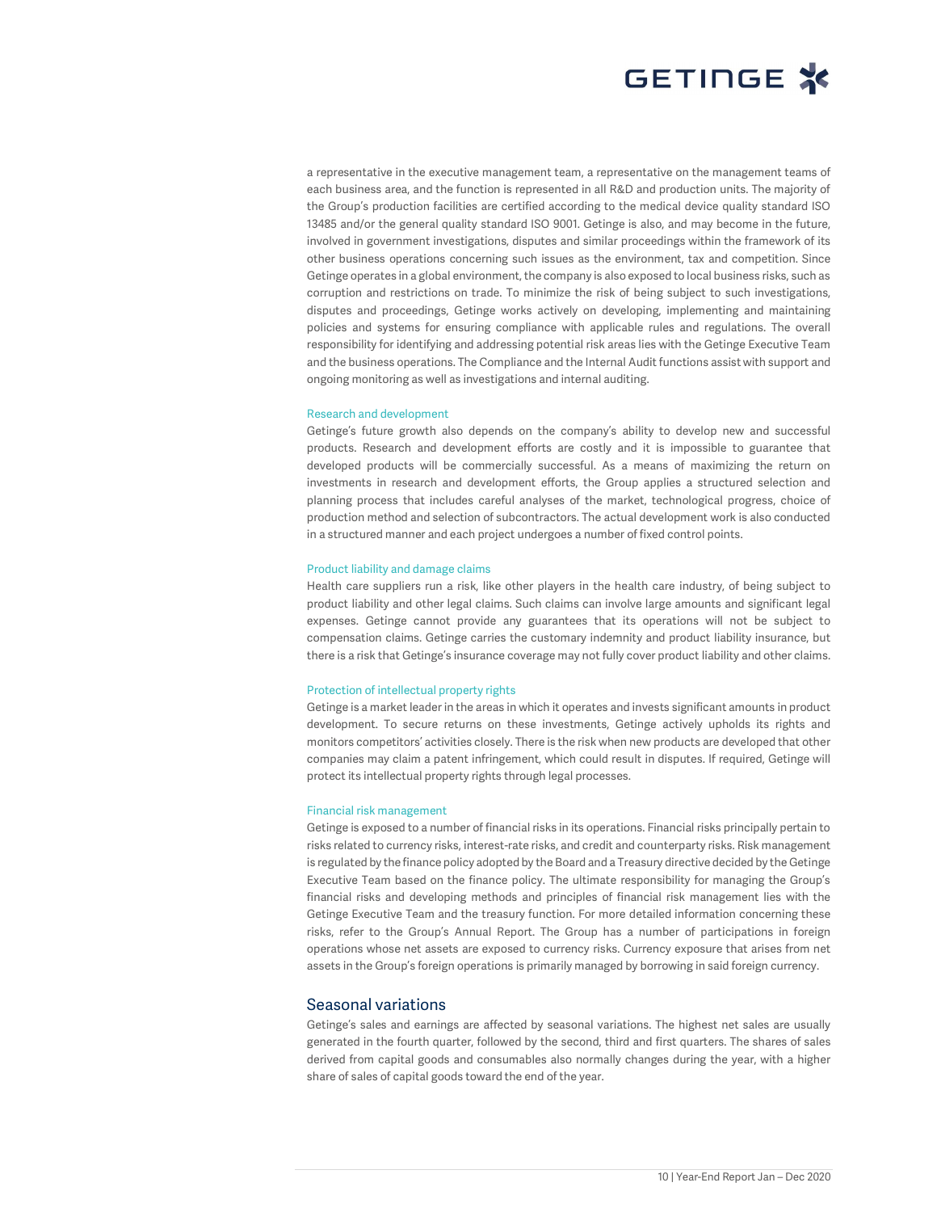a representative in the executive management team, a representative on the management teams of each business area, and the function is represented in all R&D and production units. The majority of the Group's production facilities are certified according to the medical device quality standard ISO 13485 and/or the general quality standard ISO 9001. Getinge is also, and may become in the future, involved in government investigations, disputes and similar proceedings within the framework of its other business operations concerning such issues as the environment, tax and competition. Since Getinge operates in a global environment, the company is also exposed to local business risks, such as corruption and restrictions on trade. To minimize the risk of being subject to such investigations, disputes and proceedings, Getinge works actively on developing, implementing and maintaining policies and systems for ensuring compliance with applicable rules and regulations. The overall responsibility for identifying and addressing potential risk areas lies with the Getinge Executive Team and the business operations. The Compliance and the Internal Audit functions assist with support and ongoing monitoring as well as investigations and internal auditing.

### Research and development

Getinge's future growth also depends on the company's ability to develop new and successful products. Research and development efforts are costly and it is impossible to guarantee that developed products will be commercially successful. As a means of maximizing the return on investments in research and development efforts, the Group applies a structured selection and planning process that includes careful analyses of the market, technological progress, choice of production method and selection of subcontractors. The actual development work is also conducted in a structured manner and each project undergoes a number of fixed control points.

### Product liability and damage claims

Health care suppliers run a risk, like other players in the health care industry, of being subject to product liability and other legal claims. Such claims can involve large amounts and significant legal expenses. Getinge cannot provide any guarantees that its operations will not be subject to compensation claims. Getinge carries the customary indemnity and product liability insurance, but there is a risk that Getinge's insurance coverage may not fully cover product liability and other claims.

### Protection of intellectual property rights

Getinge is a market leader in the areas in which it operates and invests significant amounts in product development. To secure returns on these investments, Getinge actively upholds its rights and monitors competitors' activities closely. There is the risk when new products are developed that other companies may claim a patent infringement, which could result in disputes. If required, Getinge will protect its intellectual property rights through legal processes.

### Financial risk management

Getinge is exposed to a number of financial risks in its operations. Financial risks principally pertain to risks related to currency risks, interest-rate risks, and credit and counterparty risks. Risk management is regulated by the finance policy adopted by the Board and a Treasury directive decided by the Getinge Executive Team based on the finance policy. The ultimate responsibility for managing the Group's financial risks and developing methods and principles of financial risk management lies with the Getinge Executive Team and the treasury function. For more detailed information concerning these risks, refer to the Group's Annual Report. The Group has a number of participations in foreign operations whose net assets are exposed to currency risks. Currency exposure that arises from net assets in the Group's foreign operations is primarily managed by borrowing in said foreign currency.

## Seasonal variations

Getinge's sales and earnings are affected by seasonal variations. The highest net sales are usually generated in the fourth quarter, followed by the second, third and first quarters. The shares of sales derived from capital goods and consumables also normally changes during the year, with a higher share of sales of capital goods toward the end of the year.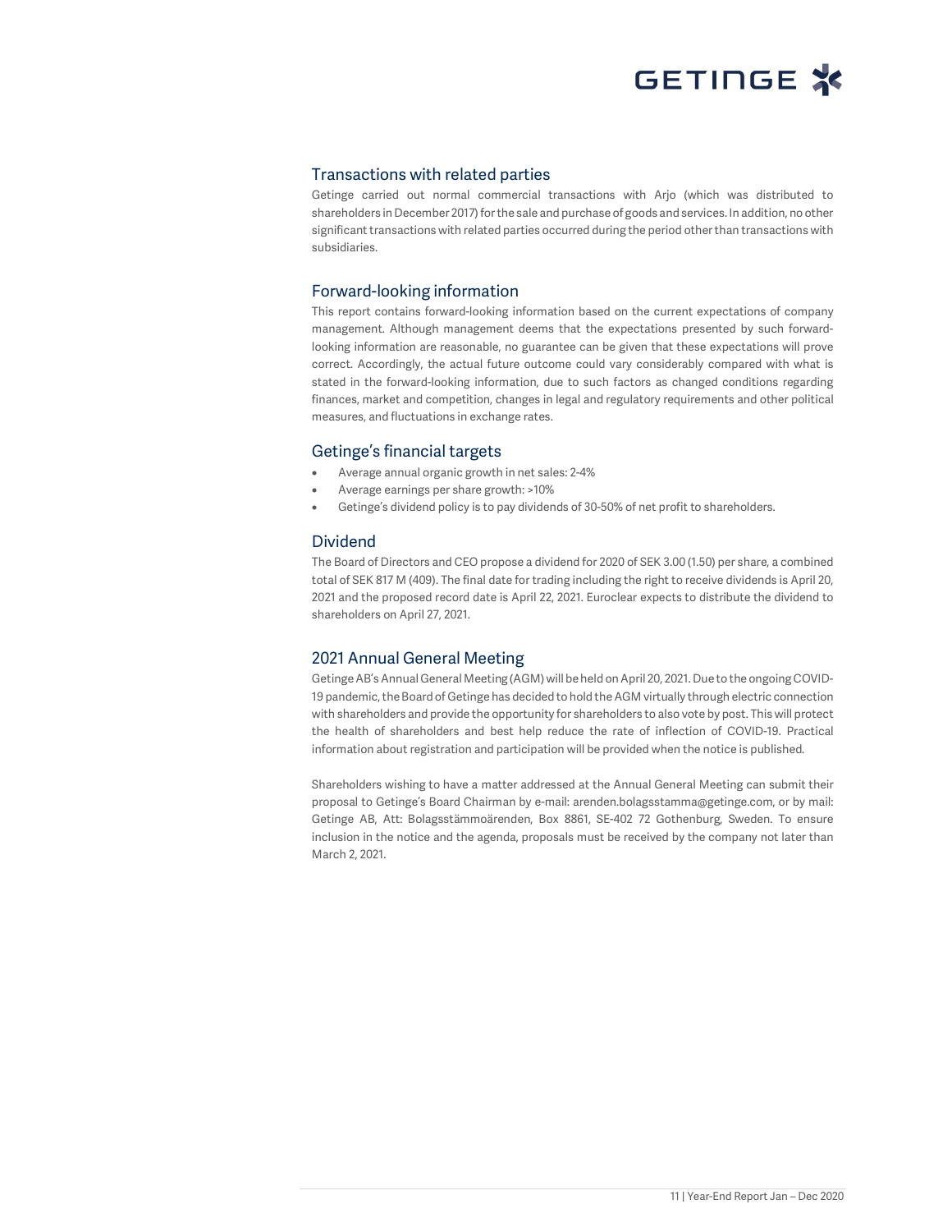## Transactions with related parties

Getinge carried out normal commercial transactions with Arjo (which was distributed to shareholders in December 2017) for the sale and purchase of goods and services. In addition, no other significant transactions with related parties occurred during the period other than transactions with subsidiaries.

## Forward-looking information

This report contains forward-looking information based on the current expectations of company management. Although management deems that the expectations presented by such forward-looking information are reasonable, no guarantee can be given that these expectations will prove correct. Accordingly, the actual future outcome could vary considerably compared with what is stated in the forward-looking information, due to such factors as changed conditions regarding finances, market and competition, changes in legal and regulatory requirements and other political measures, and fluctuations in exchange rates.

## Getinge's financial targets

- Average annual organic growth in net sales: 2-4%
- Average earnings per share growth: >10%
- Getinge's dividend policy is to pay dividends of 30-50% of net profit to shareholders.

## Dividend

The Board of Directors and CEO propose a dividend for 2020 of SEK 3.00 (1.50) per share, a combined total of SEK 817 M (409). The final date for trading including the right to receive dividends is April 20, 2021 and the proposed record date is April 22, 2021. Euroclear expects to distribute the dividend to shareholders on April 27, 2021.

## 2021 Annual General Meeting

Getinge AB's Annual General Meeting (AGM) will be held on April 20, 2021. Due to the ongoing COVID-19 pandemic, the Board of Getinge has decided to hold the AGM virtually through electric connection with shareholders and provide the opportunity for shareholders to also vote by post. This will protect the health of shareholders and best help reduce the rate of inflection of COVID-19. Practical information about registration and participation will be provided when the notice is published.

Shareholders wishing to have a matter addressed at the Annual General Meeting can submit their proposal to Getinge's Board Chairman by e-mail: arenden.bolagsstamma@getinge.com, or by mail: Getinge AB, Att: Bolagsstämmoärenden, Box 8861, SE-402 72 Gothenburg, Sweden. To ensure inclusion in the notice and the agenda, proposals must be received by the company not later than March 2, 2021.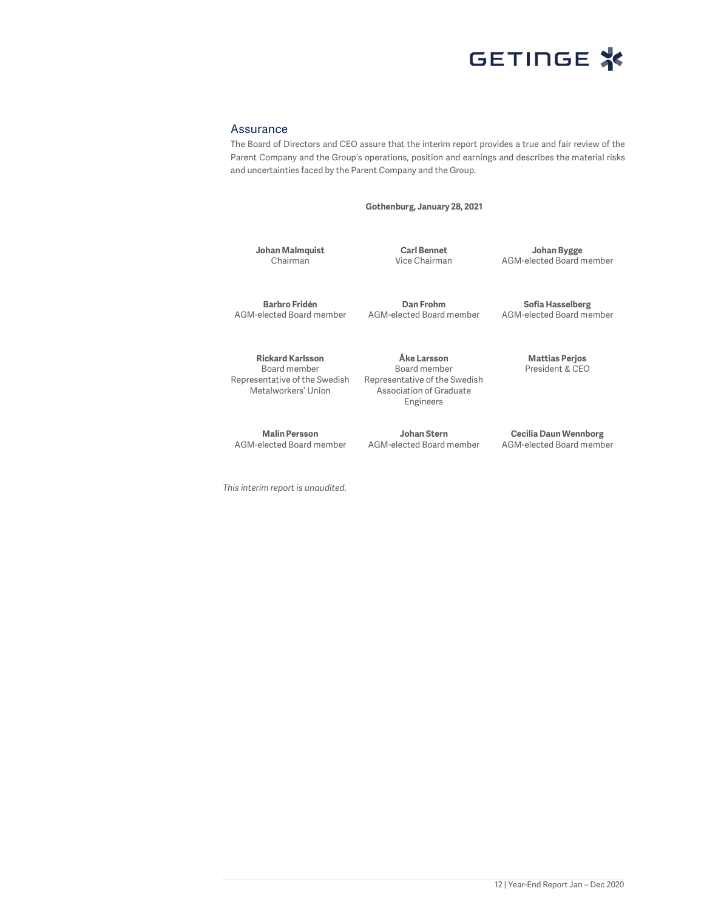## Assurance

The Board of Directors and CEO assure that the interim report provides a true and fair review of the Parent Company and the Group's operations, position and earnings and describes the material risks and uncertainties faced by the Parent Company and the Group.

**Gothenburg, January 28, 2021**

**Johan Malmquist**
Chairman

**Carl Bennet**
Vice Chairman

**Johan Bygge**
AGM-elected Board member

**Barbro Fridén**
AGM-elected Board member

**Dan Frohm**
AGM-elected Board member

**Sofia Hasselberg**
AGM-elected Board member

**Rickard Karlsson**
Board member
Representative of the Swedish Metalworkers' Union

**Åke Larsson**
Board member
Representative of the Swedish Association of Graduate Engineers

**Mattias Perjos**
President & CEO

**Malin Persson**
AGM-elected Board member

**Johan Stern**
AGM-elected Board member

**Cecilia Daun Wennborg**
AGM-elected Board member

*This interim report is unaudited.*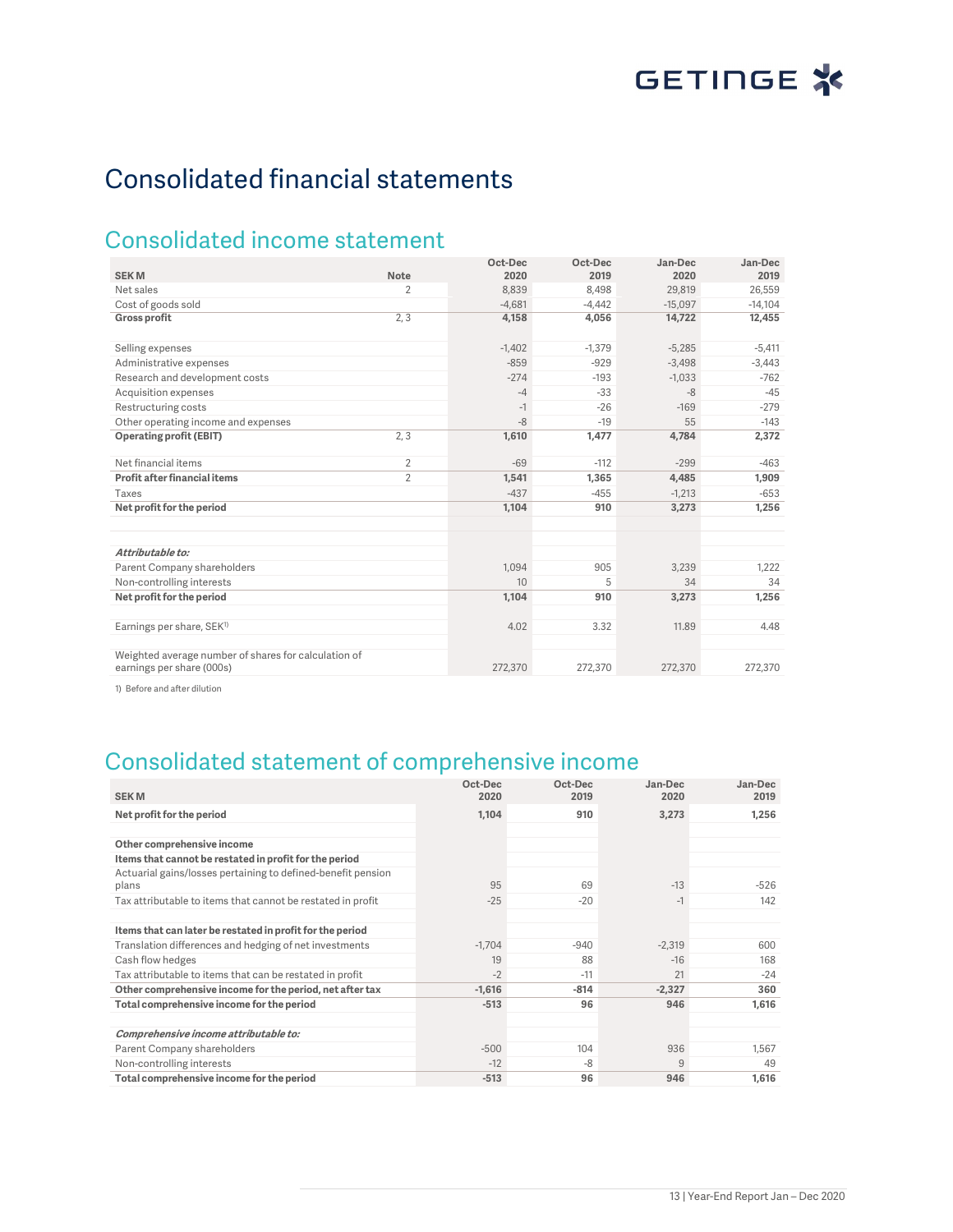# Consolidated financial statements

## Consolidated income statement

| SEK M | Note | Oct-Dec 2020 | Oct-Dec 2019 | Jan-Dec 2020 | Jan-Dec 2019 |
|---|---|---|---|---|---|
| Net sales | 2 | 8,839 | 8,498 | 29,819 | 26,559 |
| Cost of goods sold | | -4,681 | -4,442 | -15,097 | -14,104 |
| **Gross profit** | 2, 3 | **4,158** | **4,056** | **14,722** | **12,455** |
| | | | | | |
| Selling expenses | | -1,402 | -1,379 | -5,285 | -5,411 |
| Administrative expenses | | -859 | -929 | -3,498 | -3,443 |
| Research and development costs | | -274 | -193 | -1,033 | -762 |
| Acquisition expenses | | -4 | -33 | -8 | -45 |
| Restructuring costs | | -1 | -26 | -169 | -279 |
| Other operating income and expenses | | -8 | -19 | 55 | -143 |
| **Operating profit (EBIT)** | 2, 3 | **1,610** | **1,477** | **4,784** | **2,372** |
| | | | | | |
| Net financial items | 2 | -69 | -112 | -299 | -463 |
| **Profit after financial items** | 2 | **1,541** | **1,365** | **4,485** | **1,909** |
| Taxes | | -437 | -455 | -1,213 | -653 |
| **Net profit for the period** | | **1,104** | **910** | **3,273** | **1,256** |
| | | | | | |
| ***Attributable to:*** | | | | | |
| Parent Company shareholders | | 1,094 | 905 | 3,239 | 1,222 |
| Non-controlling interests | | 10 | 5 | 34 | 34 |
| **Net profit for the period** | | **1,104** | **910** | **3,273** | **1,256** |
| | | | | | |
| Earnings per share, SEK[1] | | 4.02 | 3.32 | 11.89 | 4.48 |
| | | | | | |
| Weighted average number of shares for calculation of earnings per share (000s) | | 272,370 | 272,370 | 272,370 | 272,370 |

1) Before and after dilution

## Consolidated statement of comprehensive income

| SEK M | Oct-Dec 2020 | Oct-Dec 2019 | Jan-Dec 2020 | Jan-Dec 2019 |
|---|---|---|---|---|
| **Net profit for the period** | **1,104** | **910** | **3,273** | **1,256** |
| | | | | |
| **Other comprehensive income** | | | | |
| **Items that cannot be restated in profit for the period** | | | | |
| Actuarial gains/losses pertaining to defined-benefit pension plans | 95 | 69 | -13 | -526 |
| Tax attributable to items that cannot be restated in profit | -25 | -20 | -1 | 142 |
| | | | | |
| **Items that can later be restated in profit for the period** | | | | |
| Translation differences and hedging of net investments | -1,704 | -940 | -2,319 | 600 |
| Cash flow hedges | 19 | 88 | -16 | 168 |
| Tax attributable to items that can be restated in profit | -2 | -11 | 21 | -24 |
| **Other comprehensive income for the period, net after tax** | **-1,616** | **-814** | **-2,327** | **360** |
| **Total comprehensive income for the period** | **-513** | **96** | **946** | **1,616** |
| | | | | |
| ***Comprehensive income attributable to:*** | | | | |
| Parent Company shareholders | -500 | 104 | 936 | 1,567 |
| Non-controlling interests | -12 | -8 | 9 | 49 |
| **Total comprehensive income for the period** | **-513** | **96** | **946** | **1,616** |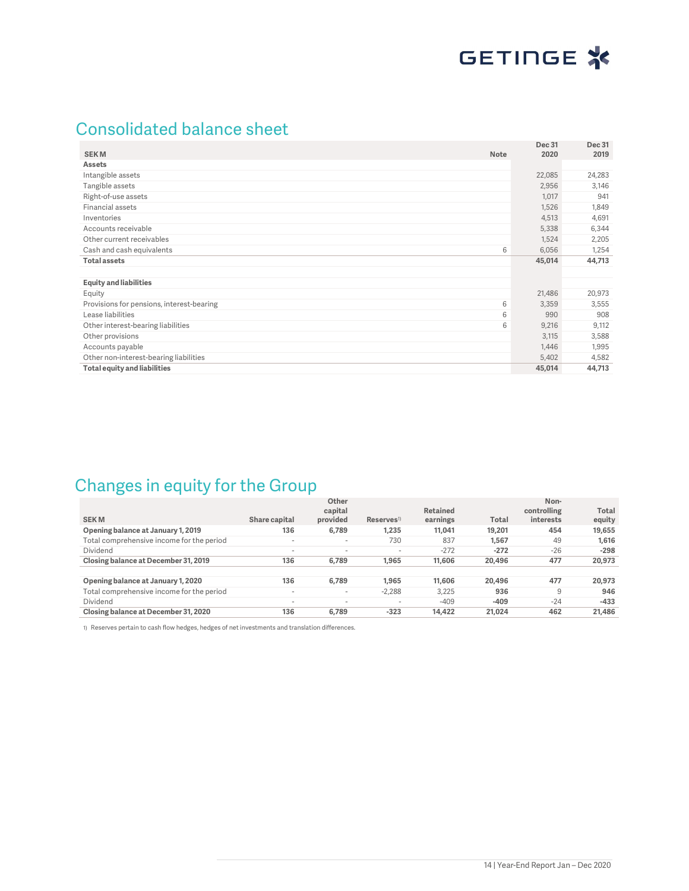## Consolidated balance sheet

| SEK M | Note | Dec 31 2020 | Dec 31 2019 |
|---|---|---|---|
| **Assets** | | | |
| Intangible assets | | 22,085 | 24,283 |
| Tangible assets | | 2,956 | 3,146 |
| Right-of-use assets | | 1,017 | 941 |
| Financial assets | | 1,526 | 1,849 |
| Inventories | | 4,513 | 4,691 |
| Accounts receivable | | 5,338 | 6,344 |
| Other current receivables | | 1,524 | 2,205 |
| Cash and cash equivalents | 6 | 6,056 | 1,254 |
| **Total assets** | | **45,014** | **44,713** |
| | | | |
| **Equity and liabilities** | | | |
| Equity | | 21,486 | 20,973 |
| Provisions for pensions, interest-bearing | 6 | 3,359 | 3,555 |
| Lease liabilities | 6 | 990 | 908 |
| Other interest-bearing liabilities | 6 | 9,216 | 9,112 |
| Other provisions | | 3,115 | 3,588 |
| Accounts payable | | 1,446 | 1,995 |
| Other non-interest-bearing liabilities | | 5,402 | 4,582 |
| **Total equity and liabilities** | | **45,014** | **44,713** |

## Changes in equity for the Group

| SEK M | Share capital | Other capital provided | Reserves[1] | Retained earnings | Total | Non-controlling interests | Total equity |
|---|---|---|---|---|---|---|---|
| **Opening balance at January 1, 2019** | **136** | **6,789** | **1,235** | **11,041** | **19,201** | **454** | **19,655** |
| Total comprehensive income for the period | - | - | 730 | 837 | **1,567** | 49 | **1,616** |
| Dividend | - | - | - | -272 | **-272** | -26 | **-298** |
| **Closing balance at December 31, 2019** | **136** | **6,789** | **1,965** | **11,606** | **20,496** | **477** | **20,973** |
| | | | | | | | |
| **Opening balance at January 1, 2020** | **136** | **6,789** | **1,965** | **11,606** | **20,496** | **477** | **20,973** |
| Total comprehensive income for the period | - | - | -2,288 | 3,225 | **936** | 9 | **946** |
| Dividend | - | - | - | -409 | **-409** | -24 | **-433** |
| **Closing balance at December 31, 2020** | **136** | **6,789** | **-323** | **14,422** | **21,024** | **462** | **21,486** |

1) Reserves pertain to cash flow hedges, hedges of net investments and translation differences.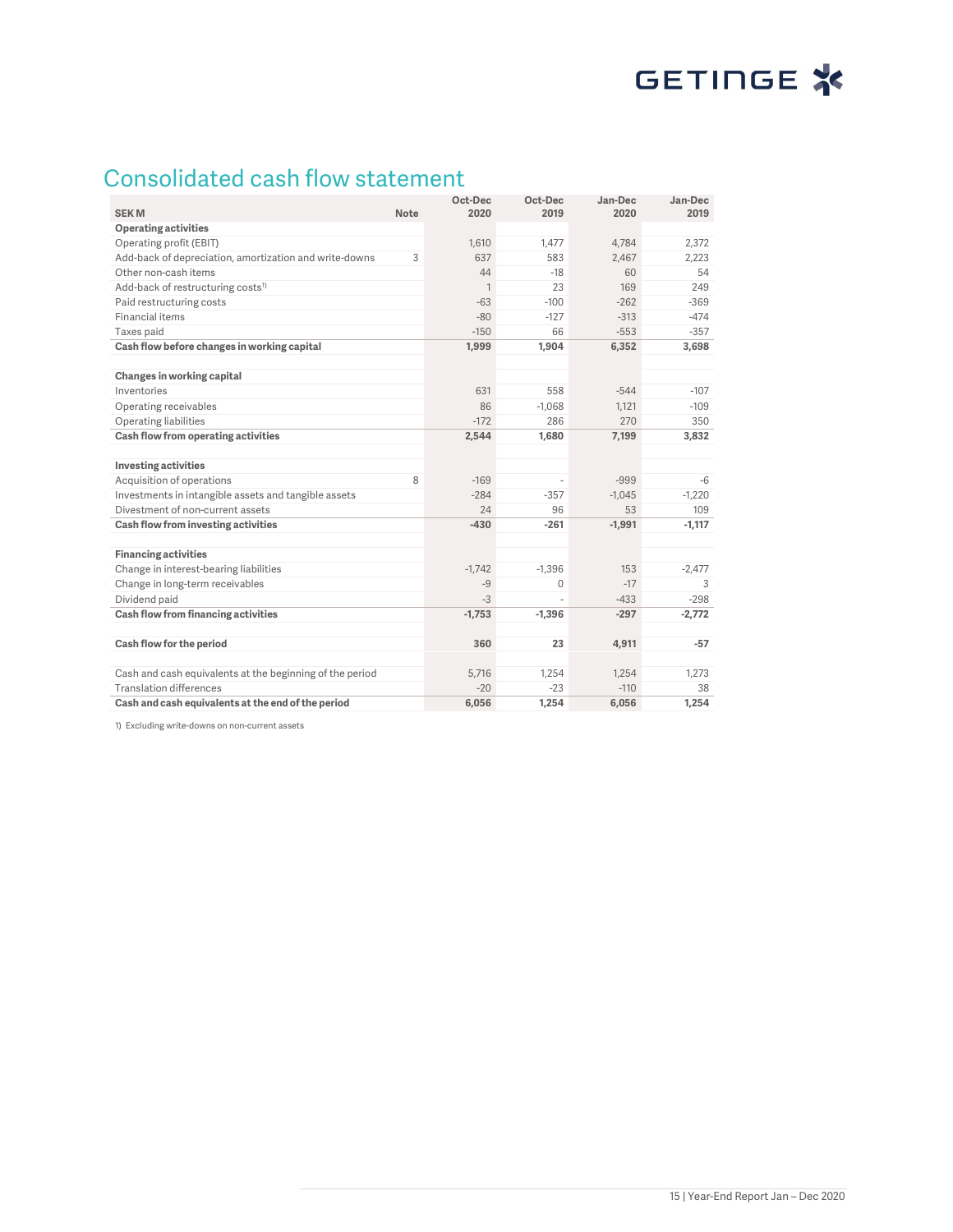# Consolidated cash flow statement

| SEK M | Note | Oct-Dec 2020 | Oct-Dec 2019 | Jan-Dec 2020 | Jan-Dec 2019 |
|---|---|---|---|---|---|
| **Operating activities** | | | | | |
| Operating profit (EBIT) | | 1,610 | 1,477 | 4,784 | 2,372 |
| Add-back of depreciation, amortization and write-downs | 3 | 637 | 583 | 2,467 | 2,223 |
| Other non-cash items | | 44 | -18 | 60 | 54 |
| Add-back of restructuring costs[1] | | 1 | 23 | 169 | 249 |
| Paid restructuring costs | | -63 | -100 | -262 | -369 |
| Financial items | | -80 | -127 | -313 | -474 |
| Taxes paid | | -150 | 66 | -553 | -357 |
| **Cash flow before changes in working capital** | | **1,999** | **1,904** | **6,352** | **3,698** |
| | | | | | |
| **Changes in working capital** | | | | | |
| Inventories | | 631 | 558 | -544 | -107 |
| Operating receivables | | 86 | -1,068 | 1,121 | -109 |
| Operating liabilities | | -172 | 286 | 270 | 350 |
| **Cash flow from operating activities** | | **2,544** | **1,680** | **7,199** | **3,832** |
| | | | | | |
| **Investing activities** | | | | | |
| Acquisition of operations | 8 | -169 | - | -999 | -6 |
| Investments in intangible assets and tangible assets | | -284 | -357 | -1,045 | -1,220 |
| Divestment of non-current assets | | 24 | 96 | 53 | 109 |
| **Cash flow from investing activities** | | **-430** | **-261** | **-1,991** | **-1,117** |
| | | | | | |
| **Financing activities** | | | | | |
| Change in interest-bearing liabilities | | -1,742 | -1,396 | 153 | -2,477 |
| Change in long-term receivables | | -9 | 0 | -17 | 3 |
| Dividend paid | | -3 | - | -433 | -298 |
| **Cash flow from financing activities** | | **-1,753** | **-1,396** | **-297** | **-2,772** |
| | | | | | |
| **Cash flow for the period** | | **360** | **23** | **4,911** | **-57** |
| | | | | | |
| Cash and cash equivalents at the beginning of the period | | 5,716 | 1,254 | 1,254 | 1,273 |
| Translation differences | | -20 | -23 | -110 | 38 |
| **Cash and cash equivalents at the end of the period** | | **6,056** | **1,254** | **6,056** | **1,254** |

1) Excluding write-downs on non-current assets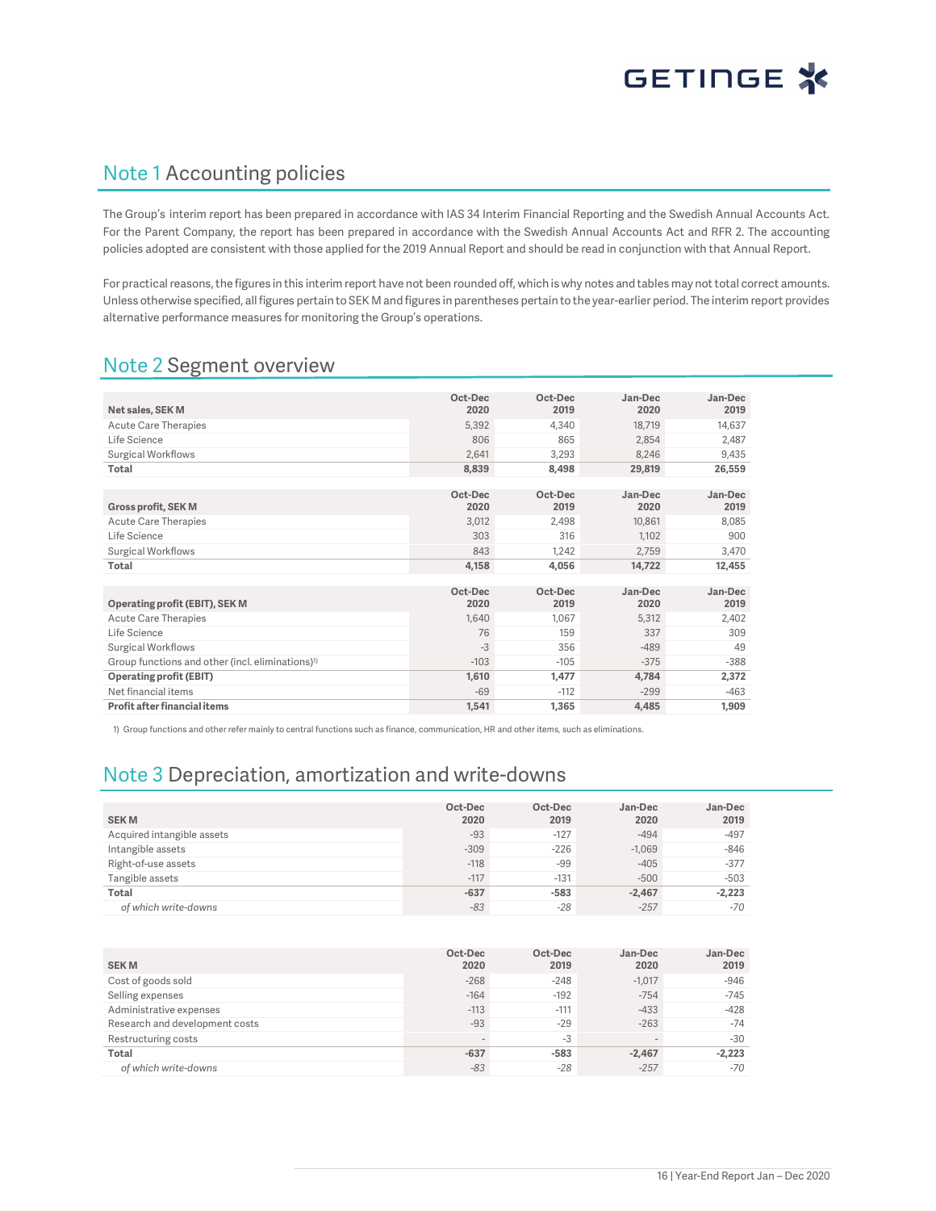## Note 1 Accounting policies

The Group's interim report has been prepared in accordance with IAS 34 Interim Financial Reporting and the Swedish Annual Accounts Act. For the Parent Company, the report has been prepared in accordance with the Swedish Annual Accounts Act and RFR 2. The accounting policies adopted are consistent with those applied for the 2019 Annual Report and should be read in conjunction with that Annual Report.

For practical reasons, the figures in this interim report have not been rounded off, which is why notes and tables may not total correct amounts. Unless otherwise specified, all figures pertain to SEK M and figures in parentheses pertain to the year-earlier period. The interim report provides alternative performance measures for monitoring the Group's operations.

## Note 2 Segment overview

| Net sales, SEK M | Oct-Dec 2020 | Oct-Dec 2019 | Jan-Dec 2020 | Jan-Dec 2019 |
|---|---|---|---|---|
| Acute Care Therapies | 5,392 | 4,340 | 18,719 | 14,637 |
| Life Science | 806 | 865 | 2,854 | 2,487 |
| Surgical Workflows | 2,641 | 3,293 | 8,246 | 9,435 |
| **Total** | **8,839** | **8,498** | **29,819** | **26,559** |

| Gross profit, SEK M | Oct-Dec 2020 | Oct-Dec 2019 | Jan-Dec 2020 | Jan-Dec 2019 |
|---|---|---|---|---|
| Acute Care Therapies | 3,012 | 2,498 | 10,861 | 8,085 |
| Life Science | 303 | 316 | 1,102 | 900 |
| Surgical Workflows | 843 | 1,242 | 2,759 | 3,470 |
| **Total** | **4,158** | **4,056** | **14,722** | **12,455** |

| Operating profit (EBIT), SEK M | Oct-Dec 2020 | Oct-Dec 2019 | Jan-Dec 2020 | Jan-Dec 2019 |
|---|---|---|---|---|
| Acute Care Therapies | 1,640 | 1,067 | 5,312 | 2,402 |
| Life Science | 76 | 159 | 337 | 309 |
| Surgical Workflows | -3 | 356 | -489 | 49 |
| Group functions and other (incl. eliminations)[1] | -103 | -105 | -375 | -388 |
| **Operating profit (EBIT)** | **1,610** | **1,477** | **4,784** | **2,372** |
| Net financial items | -69 | -112 | -299 | -463 |
| **Profit after financial items** | **1,541** | **1,365** | **4,485** | **1,909** |

1) Group functions and other refer mainly to central functions such as finance, communication, HR and other items, such as eliminations.

## Note 3 Depreciation, amortization and write-downs

| SEK M | Oct-Dec 2020 | Oct-Dec 2019 | Jan-Dec 2020 | Jan-Dec 2019 |
|---|---|---|---|---|
| Acquired intangible assets | -93 | -127 | -494 | -497 |
| Intangible assets | -309 | -226 | -1,069 | -846 |
| Right-of-use assets | -118 | -99 | -405 | -377 |
| Tangible assets | -117 | -131 | -500 | -503 |
| **Total** | **-637** | **-583** | **-2,467** | **-2,223** |
| *of which write-downs* | *-83* | *-28* | *-257* | *-70* |

| SEK M | Oct-Dec 2020 | Oct-Dec 2019 | Jan-Dec 2020 | Jan-Dec 2019 |
|---|---|---|---|---|
| Cost of goods sold | -268 | -248 | -1,017 | -946 |
| Selling expenses | -164 | -192 | -754 | -745 |
| Administrative expenses | -113 | -111 | -433 | -428 |
| Research and development costs | -93 | -29 | -263 | -74 |
| Restructuring costs | - | -3 | - | -30 |
| **Total** | **-637** | **-583** | **-2,467** | **-2,223** |
| *of which write-downs* | *-83* | *-28* | *-257* | *-70* |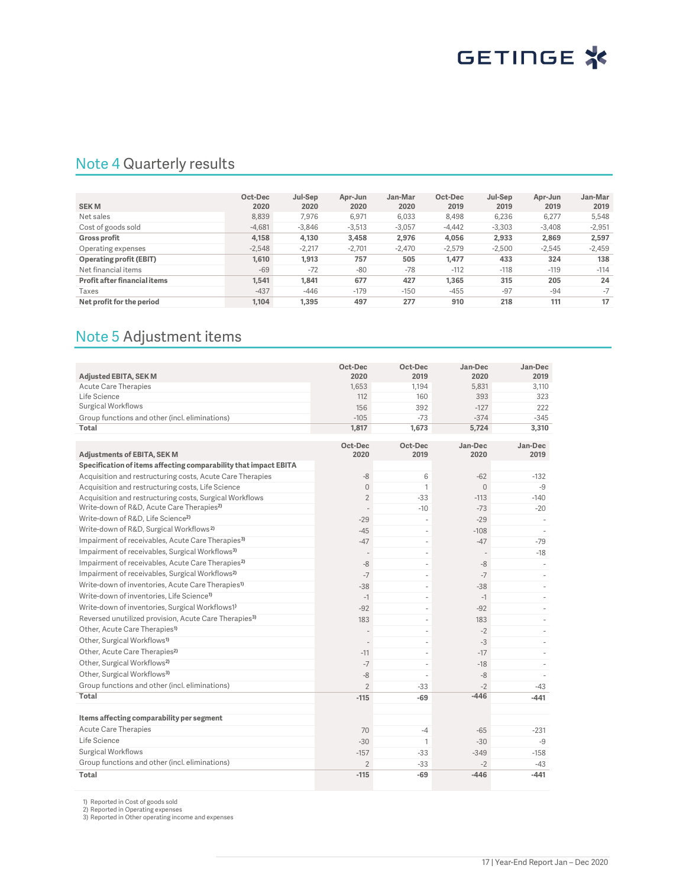## Note 4 Quarterly results

| SEK M | Oct-Dec 2020 | Jul-Sep 2020 | Apr-Jun 2020 | Jan-Mar 2020 | Oct-Dec 2019 | Jul-Sep 2019 | Apr-Jun 2019 | Jan-Mar 2019 |
|---|---|---|---|---|---|---|---|---|
| Net sales | 8,839 | 7,976 | 6,971 | 6,033 | 8,498 | 6,236 | 6,277 | 5,548 |
| Cost of goods sold | -4,681 | -3,846 | -3,513 | -3,057 | -4,442 | -3,303 | -3,408 | -2,951 |
| **Gross profit** | **4,158** | **4,130** | **3,458** | **2,976** | **4,056** | **2,933** | **2,869** | **2,597** |
| Operating expenses | -2,548 | -2,217 | -2,701 | -2,470 | -2,579 | -2,500 | -2,545 | -2,459 |
| **Operating profit (EBIT)** | **1,610** | **1,913** | **757** | **505** | **1,477** | **433** | **324** | **138** |
| Net financial items | -69 | -72 | -80 | -78 | -112 | -118 | -119 | -114 |
| **Profit after financial items** | **1,541** | **1,841** | **677** | **427** | **1,365** | **315** | **205** | **24** |
| Taxes | -437 | -446 | -179 | -150 | -455 | -97 | -94 | -7 |
| **Net profit for the period** | **1,104** | **1,395** | **497** | **277** | **910** | **218** | **111** | **17** |

## Note 5 Adjustment items

| Adjusted EBITA, SEK M | Oct-Dec 2020 | Oct-Dec 2019 | Jan-Dec 2020 | Jan-Dec 2019 |
|---|---|---|---|---|
| Acute Care Therapies | 1,653 | 1,194 | 5,831 | 3,110 |
| Life Science | 112 | 160 | 393 | 323 |
| Surgical Workflows | 156 | 392 | -127 | 222 |
| Group functions and other (incl. eliminations) | -105 | -73 | -374 | -345 |
| **Total** | **1,817** | **1,673** | **5,724** | **3,310** |

| Adjustments of EBITA, SEK M | Oct-Dec 2020 | Oct-Dec 2019 | Jan-Dec 2020 | Jan-Dec 2019 |
|---|---|---|---|---|
| **Specification of items affecting comparability that impact EBITA** | | | | |
| Acquisition and restructuring costs, Acute Care Therapies | -8 | 6 | -62 | -132 |
| Acquisition and restructuring costs, Life Science | 0 | 1 | 0 | -9 |
| Acquisition and restructuring costs, Surgical Workflows | 2 | -33 | -113 | -140 |
| Write-down of R&D, Acute Care Therapies[2] | - | -10 | -73 | -20 |
| Write-down of R&D, Life Science[2] | -29 | - | -29 | - |
| Write-down of R&D, Surgical Workflows[2] | -45 | - | -108 | - |
| Impairment of receivables, Acute Care Therapies[3] | -47 | - | -47 | -79 |
| Impairment of receivables, Surgical Workflows[3] | - | - | - | -18 |
| Impairment of receivables, Acute Care Therapies[2] | -8 | - | -8 | - |
| Impairment of receivables, Surgical Workflows[2] | -7 | - | -7 | - |
| Write-down of inventories, Acute Care Therapies[1] | -38 | - | -38 | - |
| Write-down of inventories, Life Science[1] | -1 | - | -1 | - |
| Write-down of inventories, Surgical Workflows[1] | -92 | - | -92 | - |
| Reversed unutilized provision, Acute Care Therapies[3] | 183 | - | 183 | - |
| Other, Acute Care Therapies[1] | - | - | -2 | - |
| Other, Surgical Workflows[1] | - | - | -3 | - |
| Other, Acute Care Therapies[2] | -11 | - | -17 | - |
| Other, Surgical Workflows[2] | -7 | - | -18 | - |
| Other, Surgical Workflows[3] | -8 | - | -8 | - |
| Group functions and other (incl. eliminations) | 2 | -33 | -2 | -43 |
| **Total** | **-115** | **-69** | **-446** | **-441** |
| | | | | |
| **Items affecting comparability per segment** | | | | |
| Acute Care Therapies | 70 | -4 | -65 | -231 |
| Life Science | -30 | 1 | -30 | -9 |
| Surgical Workflows | -157 | -33 | -349 | -158 |
| Group functions and other (incl. eliminations) | 2 | -33 | -2 | -43 |
| **Total** | **-115** | **-69** | **-446** | **-441** |

1) Reported in Cost of goods sold
2) Reported in Operating expenses
3) Reported in Other operating income and expenses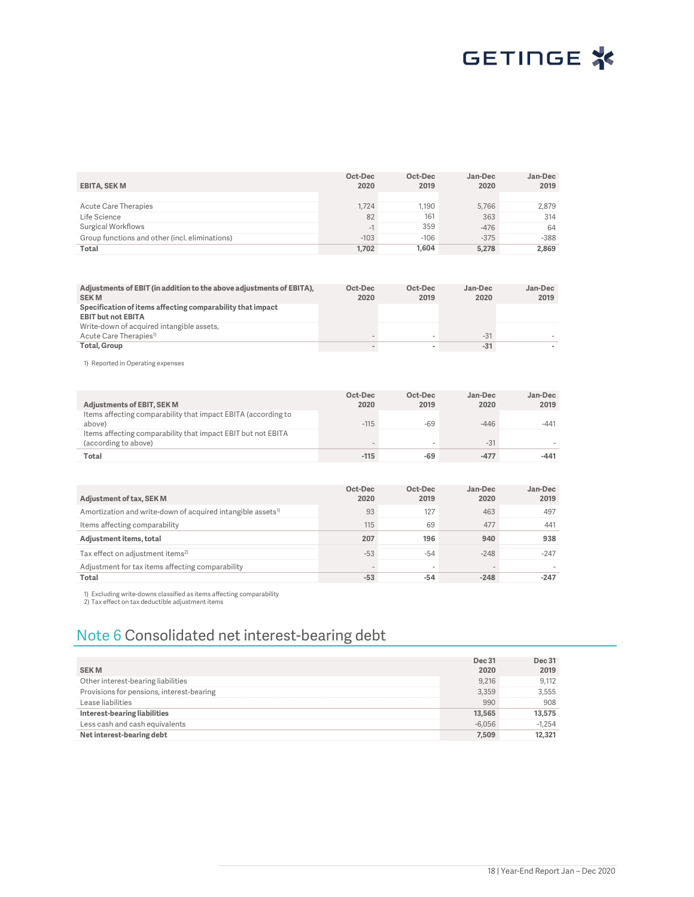| EBITA, SEK M | Oct-Dec 2020 | Oct-Dec 2019 | Jan-Dec 2020 | Jan-Dec 2019 |
|---|---|---|---|---|
| Acute Care Therapies | 1,724 | 1,190 | 5,766 | 2,879 |
| Life Science | 82 | 161 | 363 | 314 |
| Surgical Workflows | -1 | 359 | -476 | 64 |
| Group functions and other (incl. eliminations) | -103 | -106 | -375 | -388 |
| **Total** | **1,702** | **1,604** | **5,278** | **2,869** |

| Adjustments of EBIT (in addition to the above adjustments of EBITA), SEK M | Oct-Dec 2020 | Oct-Dec 2019 | Jan-Dec 2020 | Jan-Dec 2019 |
|---|---|---|---|---|
| **Specification of items affecting comparability that impact EBIT but not EBITA** | | | | |
| Write-down of acquired intangible assets, Acute Care Therapies[1] | - | - | -31 | - |
| **Total, Group** | **-** | **-** | **-31** | **-** |

1) Reported in Operating expenses

| Adjustments of EBIT, SEK M | Oct-Dec 2020 | Oct-Dec 2019 | Jan-Dec 2020 | Jan-Dec 2019 |
|---|---|---|---|---|
| Items affecting comparability that impact EBITA (according to above) | -115 | -69 | -446 | -441 |
| Items affecting comparability that impact EBIT but not EBITA (according to above) | - | - | -31 | - |
| **Total** | **-115** | **-69** | **-477** | **-441** |

| Adjustment of tax, SEK M | Oct-Dec 2020 | Oct-Dec 2019 | Jan-Dec 2020 | Jan-Dec 2019 |
|---|---|---|---|---|
| Amortization and write-down of acquired intangible assets[1] | 93 | 127 | 463 | 497 |
| Items affecting comparability | 115 | 69 | 477 | 441 |
| **Adjustment items, total** | **207** | **196** | **940** | **938** |
| Tax effect on adjustment items[2] | -53 | -54 | -248 | -247 |
| Adjustment for tax items affecting comparability | - | - | - | - |
| **Total** | **-53** | **-54** | **-248** | **-247** |

1) Excluding write-downs classified as items affecting comparability
2) Tax effect on tax deductible adjustment items

## Note 6 Consolidated net interest-bearing debt

| SEK M | Dec 31 2020 | Dec 31 2019 |
|---|---|---|
| Other interest-bearing liabilities | 9,216 | 9,112 |
| Provisions for pensions, interest-bearing | 3,359 | 3,555 |
| Lease liabilities | 990 | 908 |
| **Interest-bearing liabilities** | **13,565** | **13,575** |
| Less cash and cash equivalents | -6,056 | -1,254 |
| **Net interest-bearing debt** | **7,509** | **12,321** |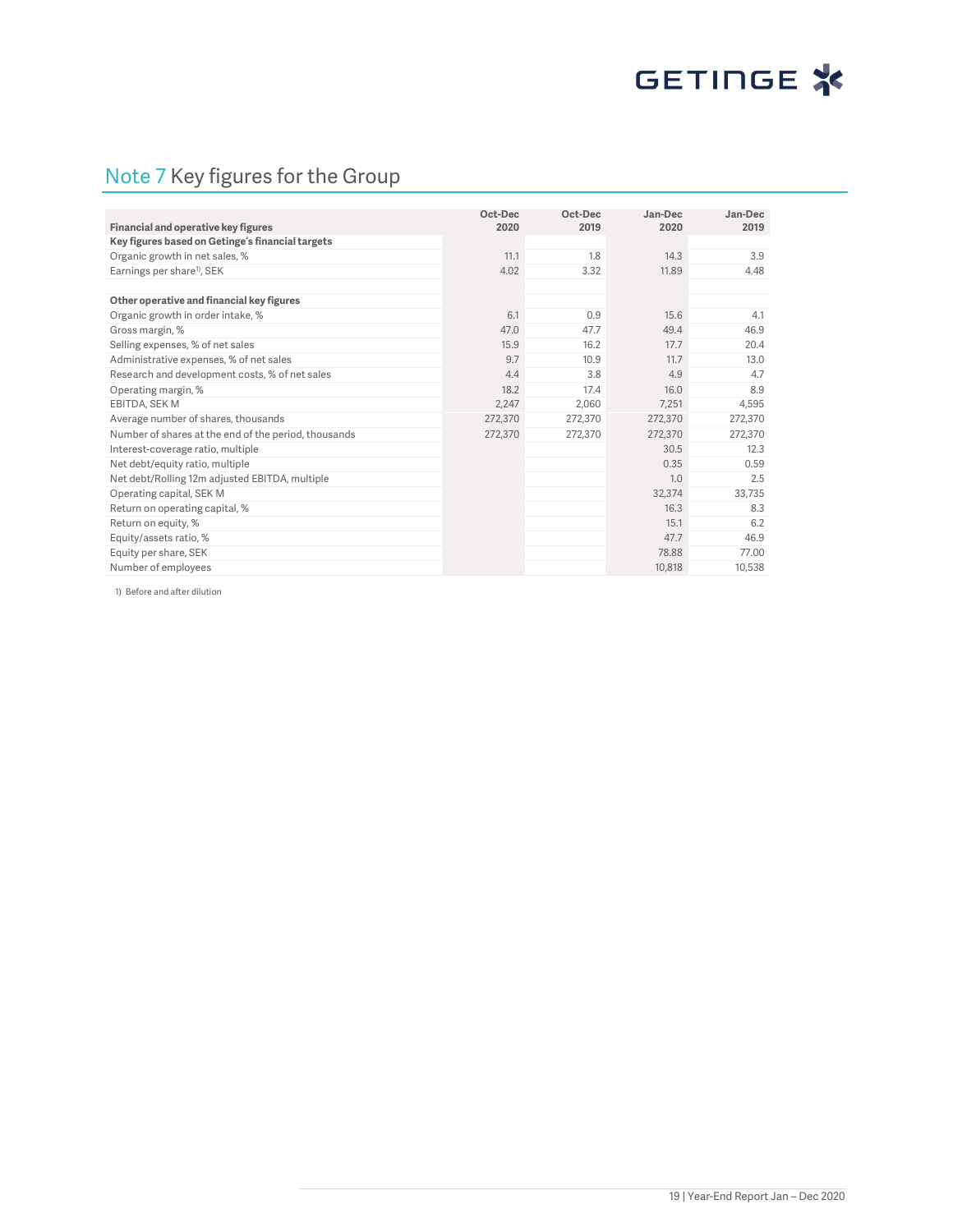## Note 7 Key figures for the Group

| Financial and operative key figures | Oct-Dec 2020 | Oct-Dec 2019 | Jan-Dec 2020 | Jan-Dec 2019 |
|---|---|---|---|---|
| **Key figures based on Getinge's financial targets** | | | | |
| Organic growth in net sales, % | 11.1 | 1.8 | 14.3 | 3.9 |
| Earnings per share[1], SEK | 4.02 | 3.32 | 11.89 | 4.48 |
| | | | | |
| **Other operative and financial key figures** | | | | |
| Organic growth in order intake, % | 6.1 | 0.9 | 15.6 | 4.1 |
| Gross margin, % | 47.0 | 47.7 | 49.4 | 46.9 |
| Selling expenses, % of net sales | 15.9 | 16.2 | 17.7 | 20.4 |
| Administrative expenses, % of net sales | 9.7 | 10.9 | 11.7 | 13.0 |
| Research and development costs, % of net sales | 4.4 | 3.8 | 4.9 | 4.7 |
| Operating margin, % | 18.2 | 17.4 | 16.0 | 8.9 |
| EBITDA, SEK M | 2,247 | 2,060 | 7,251 | 4,595 |
| Average number of shares, thousands | 272,370 | 272,370 | 272,370 | 272,370 |
| Number of shares at the end of the period, thousands | 272,370 | 272,370 | 272,370 | 272,370 |
| Interest-coverage ratio, multiple | | | 30.5 | 12.3 |
| Net debt/equity ratio, multiple | | | 0.35 | 0.59 |
| Net debt/Rolling 12m adjusted EBITDA, multiple | | | 1.0 | 2.5 |
| Operating capital, SEK M | | | 32,374 | 33,735 |
| Return on operating capital, % | | | 16.3 | 8.3 |
| Return on equity, % | | | 15.1 | 6.2 |
| Equity/assets ratio, % | | | 47.7 | 46.9 |
| Equity per share, SEK | | | 78.88 | 77.00 |
| Number of employees | | | 10,818 | 10,538 |

1) Before and after dilution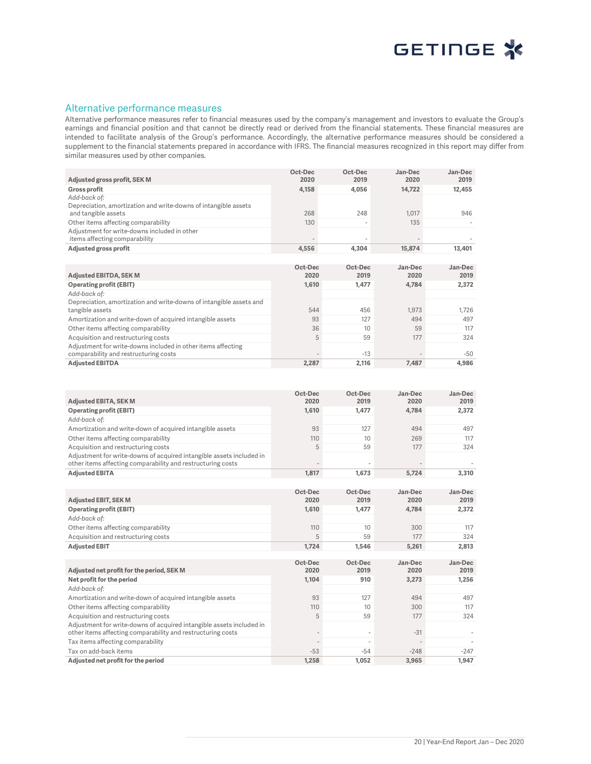## Alternative performance measures

Alternative performance measures refer to financial measures used by the company's management and investors to evaluate the Group's earnings and financial position and that cannot be directly read or derived from the financial statements. These financial measures are intended to facilitate analysis of the Group's performance. Accordingly, the alternative performance measures should be considered a supplement to the financial statements prepared in accordance with IFRS. The financial measures recognized in this report may differ from similar measures used by other companies.

| **Adjusted gross profit, SEK M** | Oct-Dec 2020 | Oct-Dec 2019 | Jan-Dec 2020 | Jan-Dec 2019 |
|---|---|---|---|---|
| **Gross profit** | **4,158** | **4,056** | **14,722** | **12,455** |
| *Add-back of:* | | | | |
| Depreciation, amortization and write-downs of intangible assets and tangible assets | 268 | 248 | 1,017 | 946 |
| Other items affecting comparability | 130 | - | 135 | - |
| Adjustment for write-downs included in other items affecting comparability | - | - | - | - |
| **Adjusted gross profit** | **4,556** | **4,304** | **15,874** | **13,401** |

| **Adjusted EBITDA, SEK M** | Oct-Dec 2020 | Oct-Dec 2019 | Jan-Dec 2020 | Jan-Dec 2019 |
|---|---|---|---|---|
| **Operating profit (EBIT)** | **1,610** | **1,477** | **4,784** | **2,372** |
| *Add-back of:* | | | | |
| Depreciation, amortization and write-downs of intangible assets and tangible assets | 544 | 456 | 1,973 | 1,726 |
| Amortization and write-down of acquired intangible assets | 93 | 127 | 494 | 497 |
| Other items affecting comparability | 36 | 10 | 59 | 117 |
| Acquisition and restructuring costs | 5 | 59 | 177 | 324 |
| Adjustment for write-downs included in other items affecting comparability and restructuring costs | - | -13 | - | -50 |
| **Adjusted EBITDA** | **2,287** | **2,116** | **7,487** | **4,986** |

| **Adjusted EBITA, SEK M** | Oct-Dec 2020 | Oct-Dec 2019 | Jan-Dec 2020 | Jan-Dec 2019 |
|---|---|---|---|---|
| **Operating profit (EBIT)** | **1,610** | **1,477** | **4,784** | **2,372** |
| *Add-back of:* | | | | |
| Amortization and write-down of acquired intangible assets | 93 | 127 | 494 | 497 |
| Other items affecting comparability | 110 | 10 | 269 | 117 |
| Acquisition and restructuring costs | 5 | 59 | 177 | 324 |
| Adjustment for write-downs of acquired intangible assets included in other items affecting comparability and restructuring costs | - | - | - | - |
| **Adjusted EBITA** | **1,817** | **1,673** | **5,724** | **3,310** |

| **Adjusted EBIT, SEK M** | Oct-Dec 2020 | Oct-Dec 2019 | Jan-Dec 2020 | Jan-Dec 2019 |
|---|---|---|---|---|
| **Operating profit (EBIT)** | **1,610** | **1,477** | **4,784** | **2,372** |
| *Add-back of:* | | | | |
| Other items affecting comparability | 110 | 10 | 300 | 117 |
| Acquisition and restructuring costs | 5 | 59 | 177 | 324 |
| **Adjusted EBIT** | **1,724** | **1,546** | **5,261** | **2,813** |

| **Adjusted net profit for the period, SEK M** | Oct-Dec 2020 | Oct-Dec 2019 | Jan-Dec 2020 | Jan-Dec 2019 |
|---|---|---|---|---|
| **Net profit for the period** | **1,104** | **910** | **3,273** | **1,256** |
| *Add-back of:* | | | | |
| Amortization and write-down of acquired intangible assets | 93 | 127 | 494 | 497 |
| Other items affecting comparability | 110 | 10 | 300 | 117 |
| Acquisition and restructuring costs | 5 | 59 | 177 | 324 |
| Adjustment for write-downs of acquired intangible assets included in other items affecting comparability and restructuring costs | - | - | -31 | - |
| Tax items affecting comparability | - | - | - | - |
| Tax on add-back items | -53 | -54 | -248 | -247 |
| **Adjusted net profit for the period** | **1,258** | **1,052** | **3,965** | **1,947** |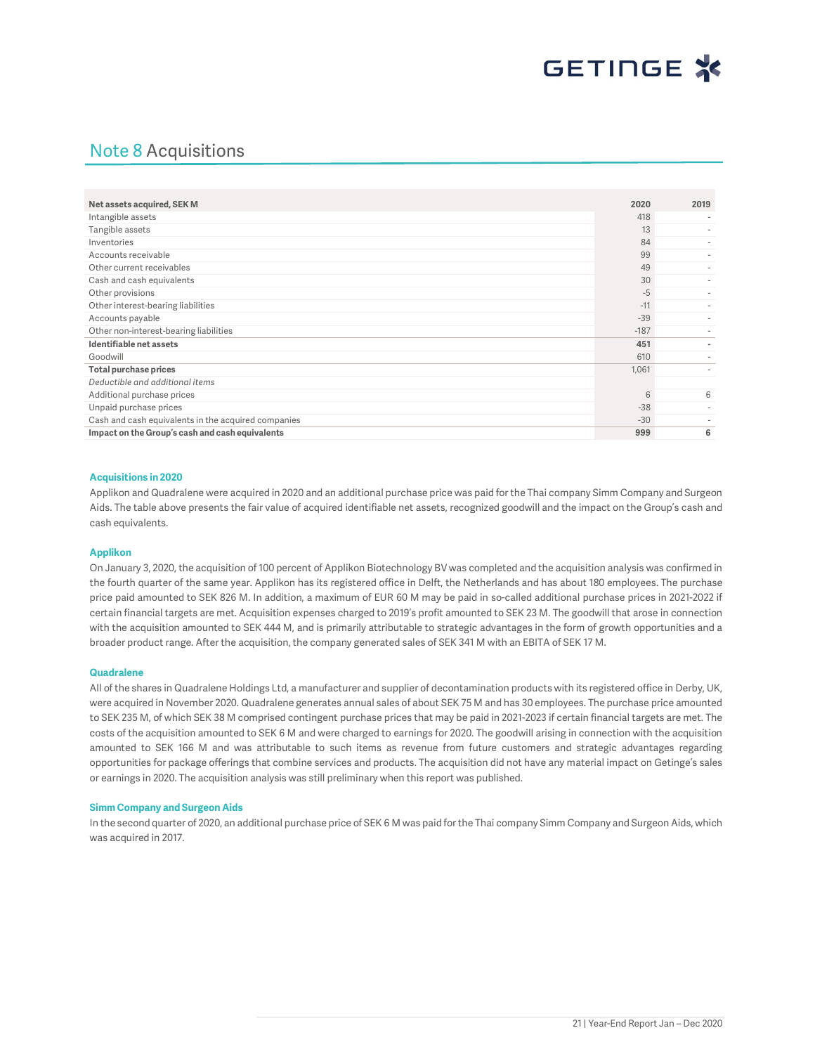## Note 8 Acquisitions

| Net assets acquired, SEK M | 2020 | 2019 |
|---|---|---|
| Intangible assets | 418 | - |
| Tangible assets | 13 | - |
| Inventories | 84 | - |
| Accounts receivable | 99 | - |
| Other current receivables | 49 | - |
| Cash and cash equivalents | 30 | - |
| Other provisions | -5 | - |
| Other interest-bearing liabilities | -11 | - |
| Accounts payable | -39 | - |
| Other non-interest-bearing liabilities | -187 | - |
| **Identifiable net assets** | **451** | **-** |
| Goodwill | 610 | - |
| **Total purchase prices** | 1,061 | - |
| *Deductible and additional items* | | |
| Additional purchase prices | 6 | 6 |
| Unpaid purchase prices | -38 | - |
| Cash and cash equivalents in the acquired companies | -30 | - |
| **Impact on the Group's cash and cash equivalents** | **999** | **6** |

#### Acquisitions in 2020

Applikon and Quadralene were acquired in 2020 and an additional purchase price was paid for the Thai company Simm Company and Surgeon Aids. The table above presents the fair value of acquired identifiable net assets, recognized goodwill and the impact on the Group's cash and cash equivalents.

#### Applikon

On January 3, 2020, the acquisition of 100 percent of Applikon Biotechnology BV was completed and the acquisition analysis was confirmed in the fourth quarter of the same year. Applikon has its registered office in Delft, the Netherlands and has about 180 employees. The purchase price paid amounted to SEK 826 M. In addition, a maximum of EUR 60 M may be paid in so-called additional purchase prices in 2021-2022 if certain financial targets are met. Acquisition expenses charged to 2019's profit amounted to SEK 23 M. The goodwill that arose in connection with the acquisition amounted to SEK 444 M, and is primarily attributable to strategic advantages in the form of growth opportunities and a broader product range. After the acquisition, the company generated sales of SEK 341 M with an EBITA of SEK 17 M.

#### Quadralene

All of the shares in Quadralene Holdings Ltd, a manufacturer and supplier of decontamination products with its registered office in Derby, UK, were acquired in November 2020. Quadralene generates annual sales of about SEK 75 M and has 30 employees. The purchase price amounted to SEK 235 M, of which SEK 38 M comprised contingent purchase prices that may be paid in 2021-2023 if certain financial targets are met. The costs of the acquisition amounted to SEK 6 M and were charged to earnings for 2020. The goodwill arising in connection with the acquisition amounted to SEK 166 M and was attributable to such items as revenue from future customers and strategic advantages regarding opportunities for package offerings that combine services and products. The acquisition did not have any material impact on Getinge's sales or earnings in 2020. The acquisition analysis was still preliminary when this report was published.

#### Simm Company and Surgeon Aids

In the second quarter of 2020, an additional purchase price of SEK 6 M was paid for the Thai company Simm Company and Surgeon Aids, which was acquired in 2017.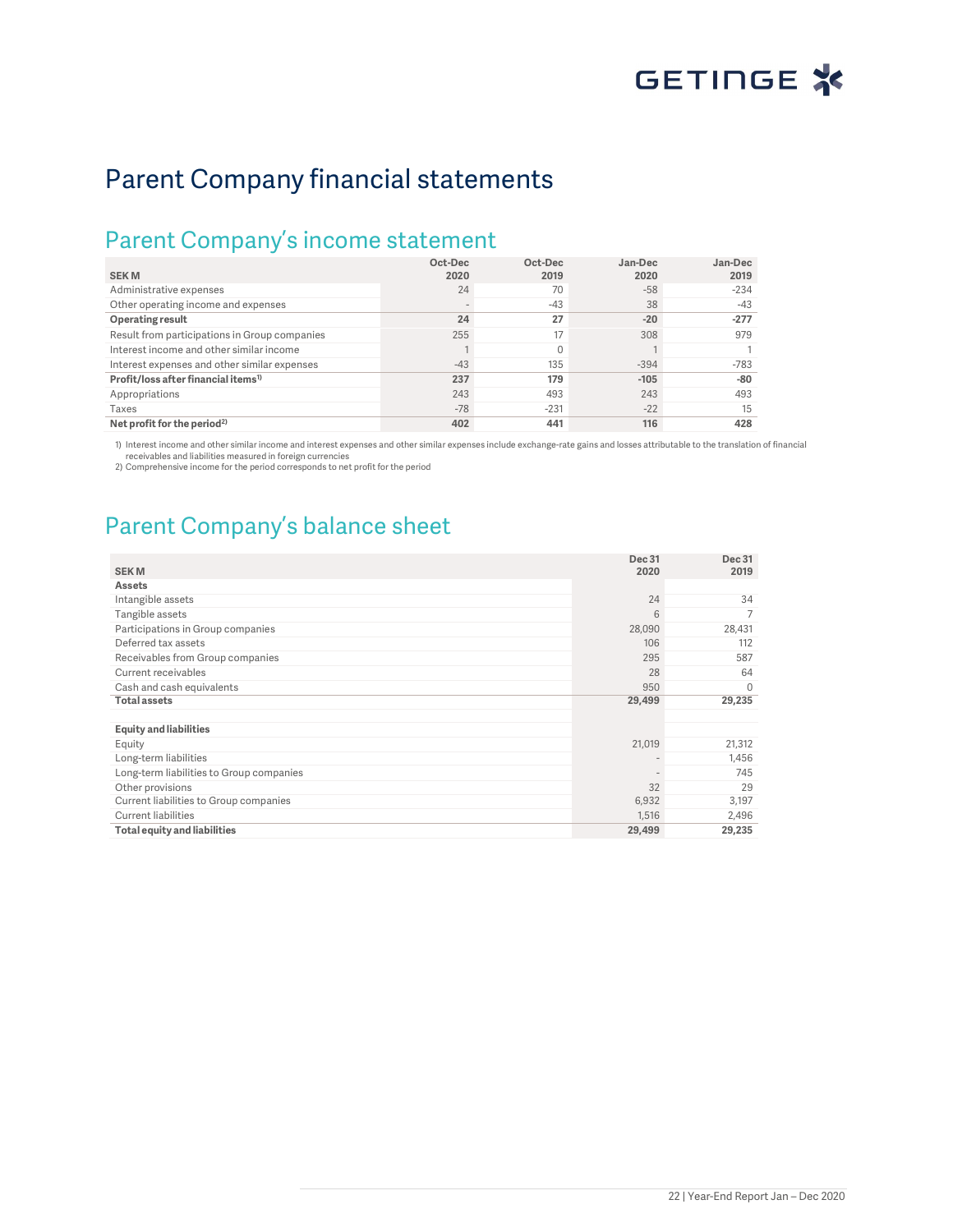# Parent Company financial statements

## Parent Company's income statement

| SEK M | Oct-Dec 2020 | Oct-Dec 2019 | Jan-Dec 2020 | Jan-Dec 2019 |
|---|---|---|---|---|
| Administrative expenses | 24 | 70 | -58 | -234 |
| Other operating income and expenses | - | -43 | 38 | -43 |
| **Operating result** | **24** | **27** | **-20** | **-277** |
| Result from participations in Group companies | 255 | 17 | 308 | 979 |
| Interest income and other similar income | 1 | 0 | 1 | 1 |
| Interest expenses and other similar expenses | -43 | 135 | -394 | -783 |
| **Profit/loss after financial items[1]** | **237** | **179** | **-105** | **-80** |
| Appropriations | 243 | 493 | 243 | 493 |
| Taxes | -78 | -231 | -22 | 15 |
| **Net profit for the period[2]** | **402** | **441** | **116** | **428** |

1) Interest income and other similar income and interest expenses and other similar expenses include exchange-rate gains and losses attributable to the translation of financial receivables and liabilities measured in foreign currencies
2) Comprehensive income for the period corresponds to net profit for the period

## Parent Company's balance sheet

| SEK M | Dec 31 2020 | Dec 31 2019 |
|---|---|---|
| **Assets** | | |
| Intangible assets | 24 | 34 |
| Tangible assets | 6 | 7 |
| Participations in Group companies | 28,090 | 28,431 |
| Deferred tax assets | 106 | 112 |
| Receivables from Group companies | 295 | 587 |
| Current receivables | 28 | 64 |
| Cash and cash equivalents | 950 | 0 |
| **Total assets** | **29,499** | **29,235** |
| | | |
| **Equity and liabilities** | | |
| Equity | 21,019 | 21,312 |
| Long-term liabilities | - | 1,456 |
| Long-term liabilities to Group companies | - | 745 |
| Other provisions | 32 | 29 |
| Current liabilities to Group companies | 6,932 | 3,197 |
| Current liabilities | 1,516 | 2,496 |
| **Total equity and liabilities** | **29,499** | **29,235** |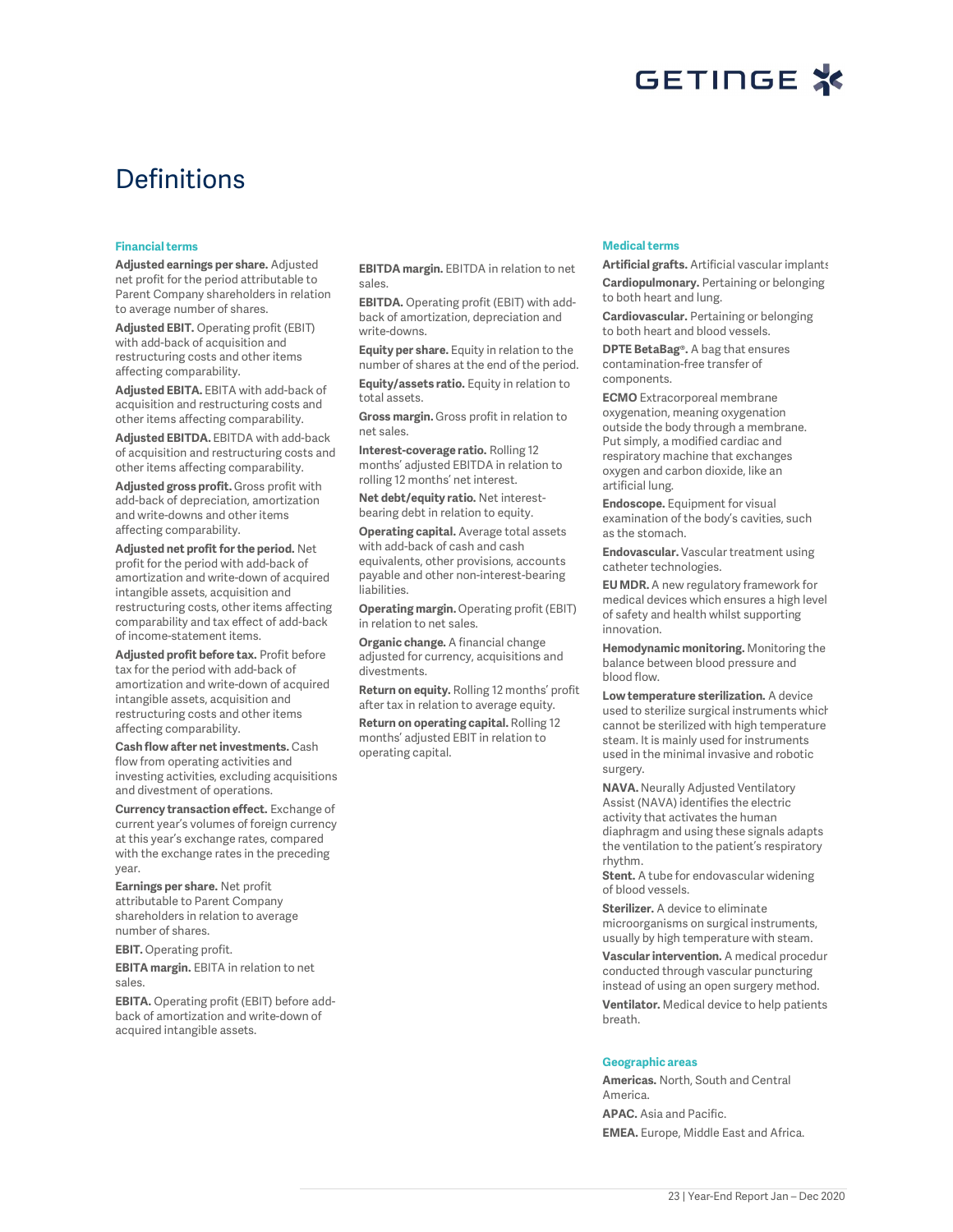# Definitions

## Financial terms

**Adjusted earnings per share.** Adjusted net profit for the period attributable to Parent Company shareholders in relation to average number of shares.

**Adjusted EBIT.** Operating profit (EBIT) with add-back of acquisition and restructuring costs and other items affecting comparability.

**Adjusted EBITA.** EBITA with add-back of acquisition and restructuring costs and other items affecting comparability.

**Adjusted EBITDA.** EBITDA with add-back of acquisition and restructuring costs and other items affecting comparability.

**Adjusted gross profit.** Gross profit with add-back of depreciation, amortization and write-downs and other items affecting comparability.

**Adjusted net profit for the period.** Net profit for the period with add-back of amortization and write-down of acquired intangible assets, acquisition and restructuring costs, other items affecting comparability and tax effect of add-back of income-statement items.

**Adjusted profit before tax.** Profit before tax for the period with add-back of amortization and write-down of acquired intangible assets, acquisition and restructuring costs and other items affecting comparability.

**Cash flow after net investments.** Cash flow from operating activities and investing activities, excluding acquisitions and divestment of operations.

**Currency transaction effect.** Exchange of current year's volumes of foreign currency at this year's exchange rates, compared with the exchange rates in the preceding year.

**Earnings per share.** Net profit attributable to Parent Company shareholders in relation to average number of shares.

**EBIT.** Operating profit.

**EBITA margin.** EBITA in relation to net sales.

**EBITA.** Operating profit (EBIT) before add-back of amortization and write-down of acquired intangible assets.

**EBITDA margin.** EBITDA in relation to net sales.

**EBITDA.** Operating profit (EBIT) with add-back of amortization, depreciation and write-downs.

**Equity per share.** Equity in relation to the number of shares at the end of the period.

**Equity/assets ratio.** Equity in relation to total assets.

**Gross margin.** Gross profit in relation to net sales.

**Interest-coverage ratio.** Rolling 12 months' adjusted EBITDA in relation to rolling 12 months' net interest.

**Net debt/equity ratio.** Net interest-bearing debt in relation to equity.

**Operating capital.** Average total assets with add-back of cash and cash equivalents, other provisions, accounts payable and other non-interest-bearing liabilities.

**Operating margin.** Operating profit (EBIT) in relation to net sales.

**Organic change.** A financial change adjusted for currency, acquisitions and divestments.

**Return on equity.** Rolling 12 months' profit after tax in relation to average equity.

**Return on operating capital.** Rolling 12 months' adjusted EBIT in relation to operating capital.

## Medical terms

**Artificial grafts.** Artificial vascular implants

**Cardiopulmonary.** Pertaining or belonging to both heart and lung.

**Cardiovascular.** Pertaining or belonging to both heart and blood vessels.

**DPTE BetaBag®.** A bag that ensures contamination-free transfer of components.

**ECMO** Extracorporeal membrane oxygenation, meaning oxygenation outside the body through a membrane. Put simply, a modified cardiac and respiratory machine that exchanges oxygen and carbon dioxide, like an artificial lung.

**Endoscope.** Equipment for visual examination of the body's cavities, such as the stomach.

**Endovascular.** Vascular treatment using catheter technologies.

**EU MDR.** A new regulatory framework for medical devices which ensures a high level of safety and health whilst supporting innovation.

**Hemodynamic monitoring.** Monitoring the balance between blood pressure and blood flow.

**Low temperature sterilization.** A device used to sterilize surgical instruments which cannot be sterilized with high temperature steam. It is mainly used for instruments used in the minimal invasive and robotic surgery.

**NAVA.** Neurally Adjusted Ventilatory Assist (NAVA) identifies the electric activity that activates the human diaphragm and using these signals adapts the ventilation to the patient's respiratory rhythm.

**Stent.** A tube for endovascular widening of blood vessels.

**Sterilizer.** A device to eliminate microorganisms on surgical instruments, usually by high temperature with steam.

**Vascular intervention.** A medical procedure conducted through vascular puncturing instead of using an open surgery method.

**Ventilator.** Medical device to help patients breath.

## Geographic areas

**Americas.** North, South and Central America.

**APAC.** Asia and Pacific.

**EMEA.** Europe, Middle East and Africa.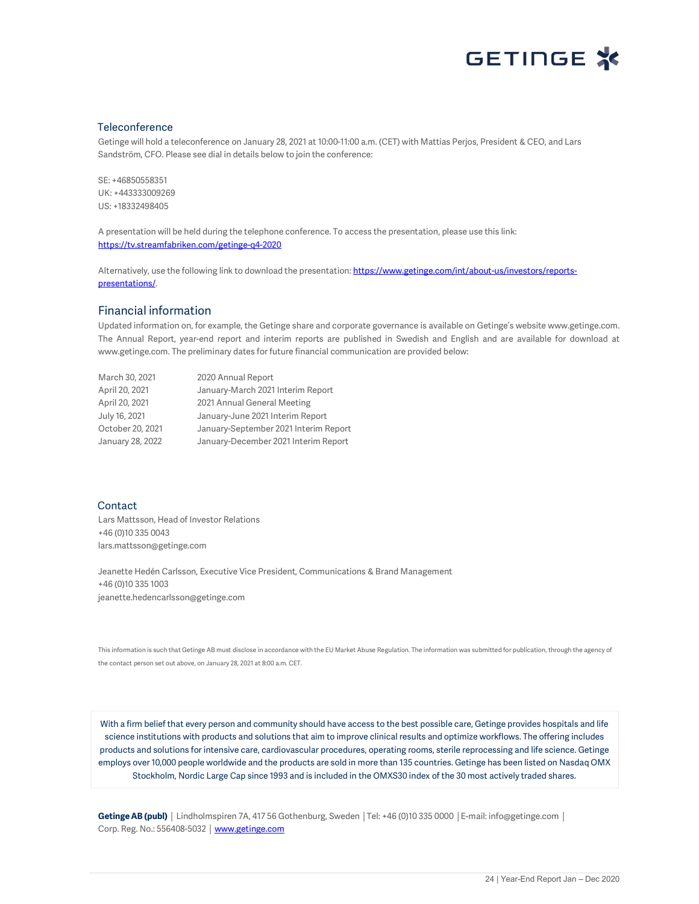## Teleconference

Getinge will hold a teleconference on January 28, 2021 at 10:00-11:00 a.m. (CET) with Mattias Perjos, President & CEO, and Lars Sandström, CFO. Please see dial in details below to join the conference:

SE: +46850558351
UK: +443333009269
US: +18332498405

A presentation will be held during the telephone conference. To access the presentation, please use this link: https://tv.streamfabriken.com/getinge-q4-2020

Alternatively, use the following link to download the presentation: https://www.getinge.com/int/about-us/investors/reports-presentations/.

## Financial information

Updated information on, for example, the Getinge share and corporate governance is available on Getinge's website www.getinge.com. The Annual Report, year-end report and interim reports are published in Swedish and English and are available for download at www.getinge.com. The preliminary dates for future financial communication are provided below:

| | |
|---|---|
| March 30, 2021 | 2020 Annual Report |
| April 20, 2021 | January-March 2021 Interim Report |
| April 20, 2021 | 2021 Annual General Meeting |
| July 16, 2021 | January-June 2021 Interim Report |
| October 20, 2021 | January-September 2021 Interim Report |
| January 28, 2022 | January-December 2021 Interim Report |

## Contact

Lars Mattsson, Head of Investor Relations
+46 (0)10 335 0043
lars.mattsson@getinge.com

Jeanette Hedén Carlsson, Executive Vice President, Communications & Brand Management
+46 (0)10 335 1003
jeanette.hedencarlsson@getinge.com

This information is such that Getinge AB must disclose in accordance with the EU Market Abuse Regulation. The information was submitted for publication, through the agency of the contact person set out above, on January 28, 2021 at 8:00 a.m. CET.

With a firm belief that every person and community should have access to the best possible care, Getinge provides hospitals and life science institutions with products and solutions that aim to improve clinical results and optimize workflows. The offering includes products and solutions for intensive care, cardiovascular procedures, operating rooms, sterile reprocessing and life science. Getinge employs over 10,000 people worldwide and the products are sold in more than 135 countries. Getinge has been listed on Nasdaq OMX Stockholm, Nordic Large Cap since 1993 and is included in the OMXS30 index of the 30 most actively traded shares.

**Getinge AB (publ)** | Lindholmspiren 7A, 417 56 Gothenburg, Sweden | Tel: +46 (0)10 335 0000 | E-mail: info@getinge.com | Corp. Reg. No.: 556408-5032 | www.getinge.com